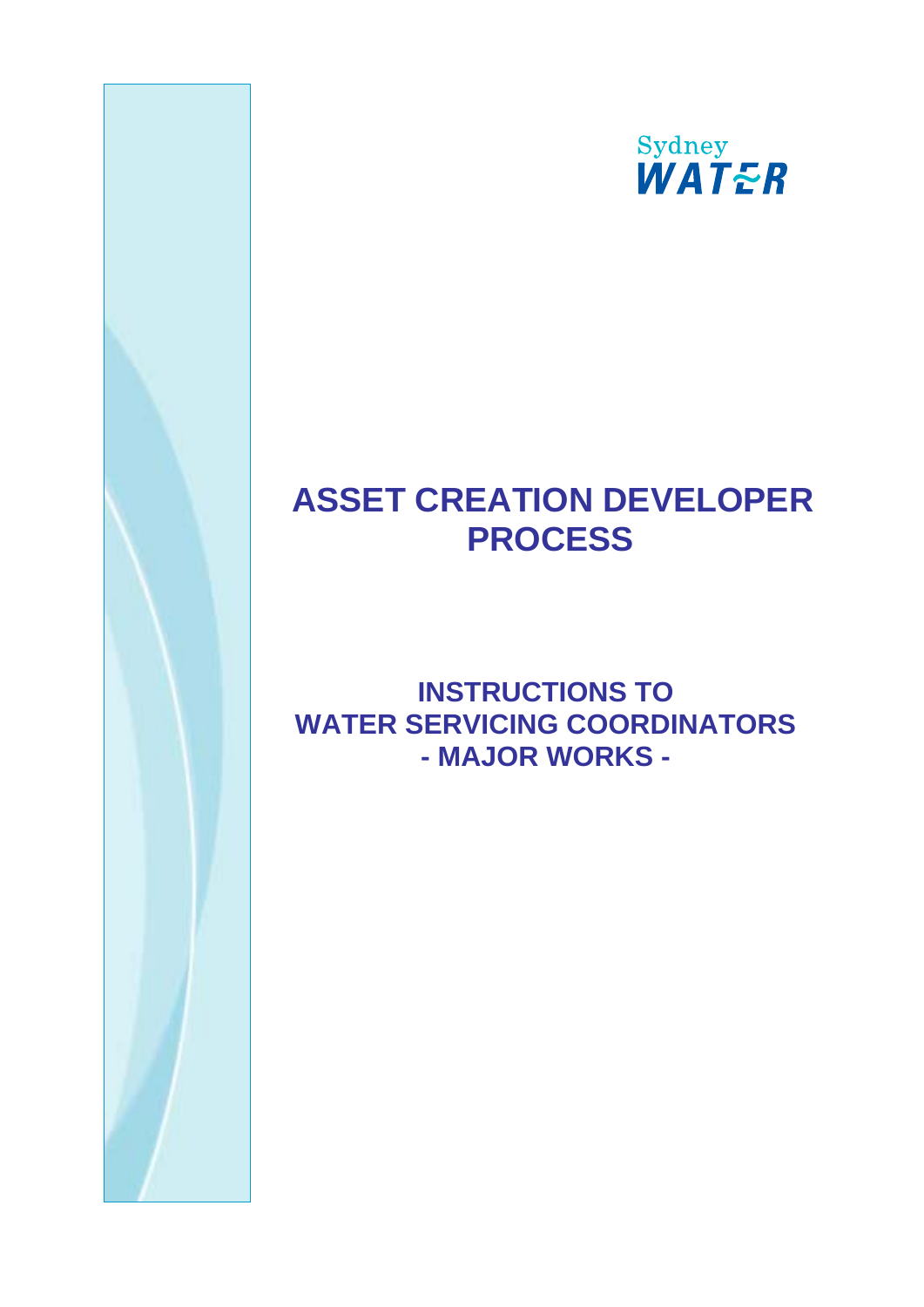Sydney WATER

# ASSET CREATION DEVELOPER PROCESS

## INSTRUCTIONS TO WATER SERVICING COORDINATORS - MAJOR WORKS -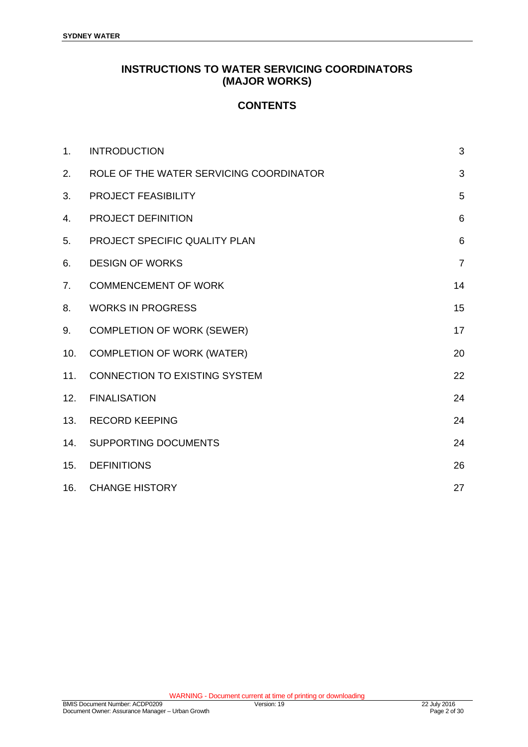# INSTRUCTIONS TO WATER SERVICING COORDINATORS (MAJOR WORKS)

## CONTENTS

| | | |
|---|---|---|
| 1. | INTRODUCTION | 3 |
| 2. | ROLE OF THE WATER SERVICING COORDINATOR | 3 |
| 3. | PROJECT FEASIBILITY | 5 |
| 4. | PROJECT DEFINITION | 6 |
| 5. | PROJECT SPECIFIC QUALITY PLAN | 6 |
| 6. | DESIGN OF WORKS | 7 |
| 7. | COMMENCEMENT OF WORK | 14 |
| 8. | WORKS IN PROGRESS | 15 |
| 9. | COMPLETION OF WORK (SEWER) | 17 |
| 10. | COMPLETION OF WORK (WATER) | 20 |
| 11. | CONNECTION TO EXISTING SYSTEM | 22 |
| 12. | FINALISATION | 24 |
| 13. | RECORD KEEPING | 24 |
| 14. | SUPPORTING DOCUMENTS | 24 |
| 15. | DEFINITIONS | 26 |
| 16. | CHANGE HISTORY | 27 |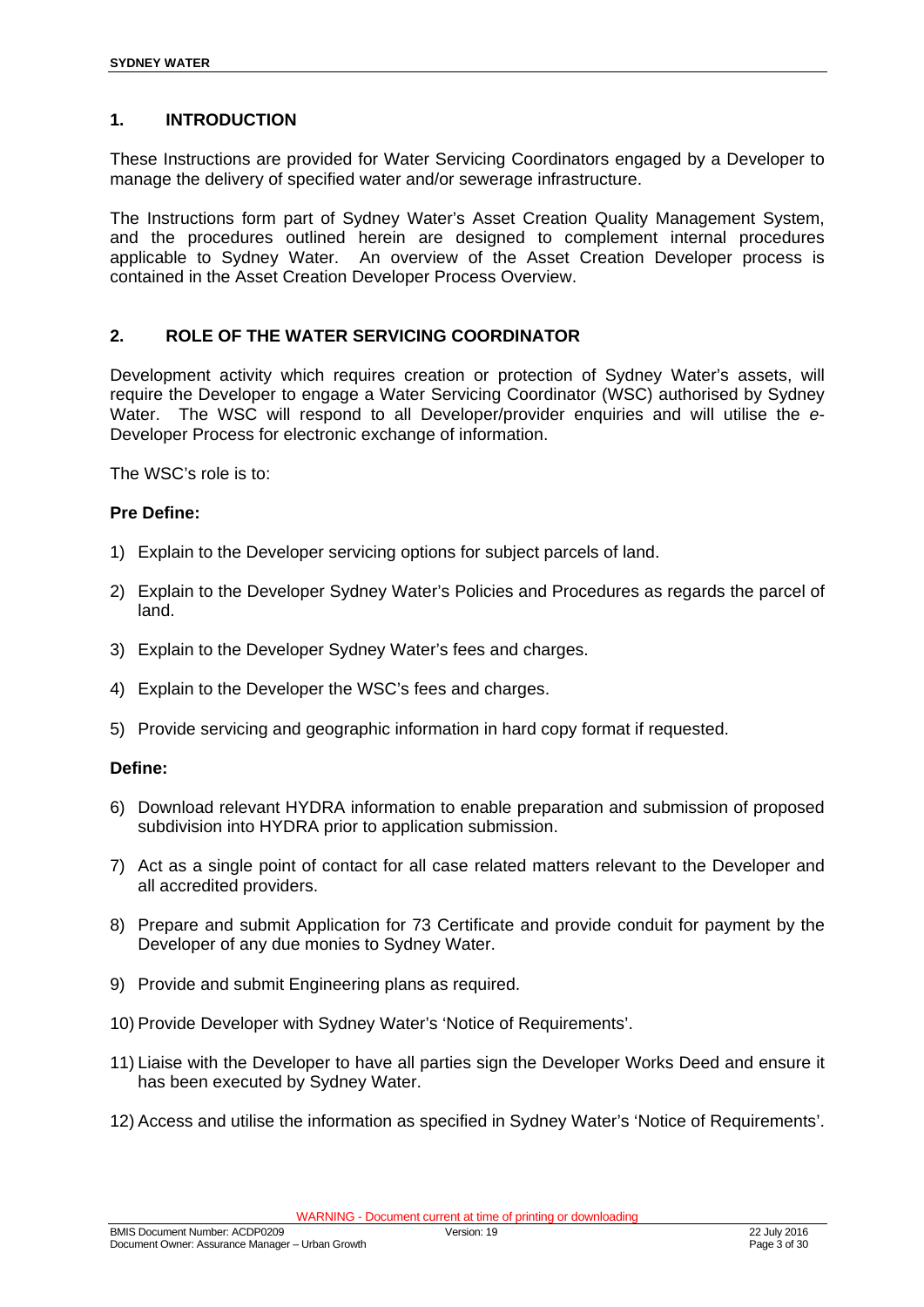## 1. INTRODUCTION

These Instructions are provided for Water Servicing Coordinators engaged by a Developer to manage the delivery of specified water and/or sewerage infrastructure.

The Instructions form part of Sydney Water's Asset Creation Quality Management System, and the procedures outlined herein are designed to complement internal procedures applicable to Sydney Water. An overview of the Asset Creation Developer process is contained in the Asset Creation Developer Process Overview.

## 2. ROLE OF THE WATER SERVICING COORDINATOR

Development activity which requires creation or protection of Sydney Water's assets, will require the Developer to engage a Water Servicing Coordinator (WSC) authorised by Sydney Water. The WSC will respond to all Developer/provider enquiries and will utilise the *e*-Developer Process for electronic exchange of information.

The WSC's role is to:

**Pre Define:**

1) Explain to the Developer servicing options for subject parcels of land.
2) Explain to the Developer Sydney Water's Policies and Procedures as regards the parcel of land.
3) Explain to the Developer Sydney Water's fees and charges.
4) Explain to the Developer the WSC's fees and charges.
5) Provide servicing and geographic information in hard copy format if requested.

**Define:**

6) Download relevant HYDRA information to enable preparation and submission of proposed subdivision into HYDRA prior to application submission.
7) Act as a single point of contact for all case related matters relevant to the Developer and all accredited providers.
8) Prepare and submit Application for 73 Certificate and provide conduit for payment by the Developer of any due monies to Sydney Water.
9) Provide and submit Engineering plans as required.
10) Provide Developer with Sydney Water's 'Notice of Requirements'.
11) Liaise with the Developer to have all parties sign the Developer Works Deed and ensure it has been executed by Sydney Water.
12) Access and utilise the information as specified in Sydney Water's 'Notice of Requirements'.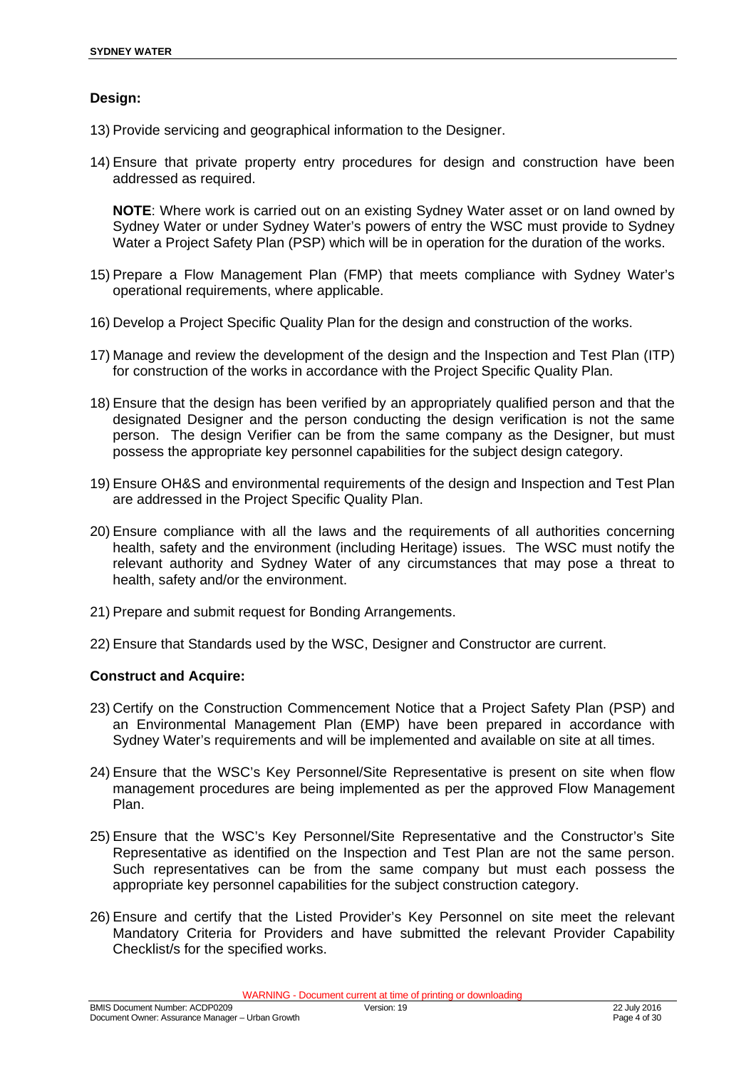**Design:**

13) Provide servicing and geographical information to the Designer.

14) Ensure that private property entry procedures for design and construction have been addressed as required.

    **NOTE**: Where work is carried out on an existing Sydney Water asset or on land owned by Sydney Water or under Sydney Water's powers of entry the WSC must provide to Sydney Water a Project Safety Plan (PSP) which will be in operation for the duration of the works.

15) Prepare a Flow Management Plan (FMP) that meets compliance with Sydney Water's operational requirements, where applicable.

16) Develop a Project Specific Quality Plan for the design and construction of the works.

17) Manage and review the development of the design and the Inspection and Test Plan (ITP) for construction of the works in accordance with the Project Specific Quality Plan.

18) Ensure that the design has been verified by an appropriately qualified person and that the designated Designer and the person conducting the design verification is not the same person. The design Verifier can be from the same company as the Designer, but must possess the appropriate key personnel capabilities for the subject design category.

19) Ensure OH&S and environmental requirements of the design and Inspection and Test Plan are addressed in the Project Specific Quality Plan.

20) Ensure compliance with all the laws and the requirements of all authorities concerning health, safety and the environment (including Heritage) issues. The WSC must notify the relevant authority and Sydney Water of any circumstances that may pose a threat to health, safety and/or the environment.

21) Prepare and submit request for Bonding Arrangements.

22) Ensure that Standards used by the WSC, Designer and Constructor are current.

**Construct and Acquire:**

23) Certify on the Construction Commencement Notice that a Project Safety Plan (PSP) and an Environmental Management Plan (EMP) have been prepared in accordance with Sydney Water's requirements and will be implemented and available on site at all times.

24) Ensure that the WSC's Key Personnel/Site Representative is present on site when flow management procedures are being implemented as per the approved Flow Management Plan.

25) Ensure that the WSC's Key Personnel/Site Representative and the Constructor's Site Representative as identified on the Inspection and Test Plan are not the same person. Such representatives can be from the same company but must each possess the appropriate key personnel capabilities for the subject construction category.

26) Ensure and certify that the Listed Provider's Key Personnel on site meet the relevant Mandatory Criteria for Providers and have submitted the relevant Provider Capability Checklist/s for the specified works.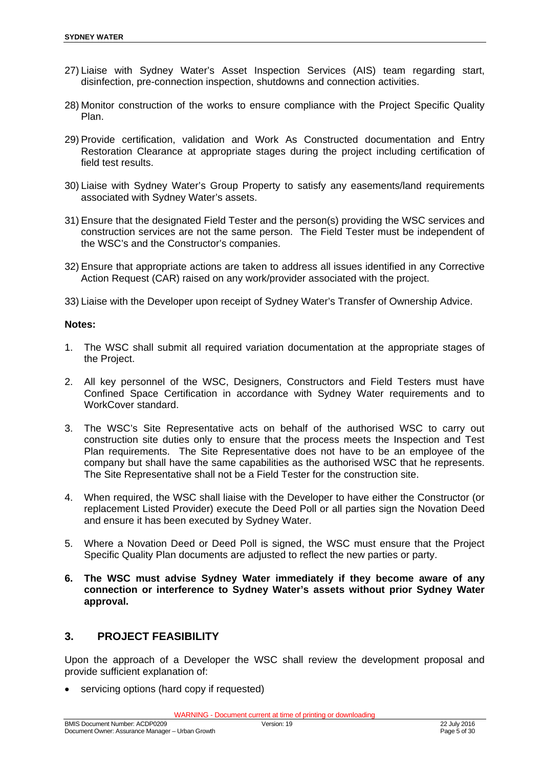27) Liaise with Sydney Water's Asset Inspection Services (AIS) team regarding start, disinfection, pre-connection inspection, shutdowns and connection activities.

28) Monitor construction of the works to ensure compliance with the Project Specific Quality Plan.

29) Provide certification, validation and Work As Constructed documentation and Entry Restoration Clearance at appropriate stages during the project including certification of field test results.

30) Liaise with Sydney Water's Group Property to satisfy any easements/land requirements associated with Sydney Water's assets.

31) Ensure that the designated Field Tester and the person(s) providing the WSC services and construction services are not the same person. The Field Tester must be independent of the WSC's and the Constructor's companies.

32) Ensure that appropriate actions are taken to address all issues identified in any Corrective Action Request (CAR) raised on any work/provider associated with the project.

33) Liaise with the Developer upon receipt of Sydney Water's Transfer of Ownership Advice.

**Notes:**

1. The WSC shall submit all required variation documentation at the appropriate stages of the Project.
2. All key personnel of the WSC, Designers, Constructors and Field Testers must have Confined Space Certification in accordance with Sydney Water requirements and to WorkCover standard.
3. The WSC's Site Representative acts on behalf of the authorised WSC to carry out construction site duties only to ensure that the process meets the Inspection and Test Plan requirements. The Site Representative does not have to be an employee of the company but shall have the same capabilities as the authorised WSC that he represents. The Site Representative shall not be a Field Tester for the construction site.
4. When required, the WSC shall liaise with the Developer to have either the Constructor (or replacement Listed Provider) execute the Deed Poll or all parties sign the Novation Deed and ensure it has been executed by Sydney Water.
5. Where a Novation Deed or Deed Poll is signed, the WSC must ensure that the Project Specific Quality Plan documents are adjusted to reflect the new parties or party.
6. **The WSC must advise Sydney Water immediately if they become aware of any connection or interference to Sydney Water's assets without prior Sydney Water approval.**

## 3. PROJECT FEASIBILITY

Upon the approach of a Developer the WSC shall review the development proposal and provide sufficient explanation of:

- servicing options (hard copy if requested)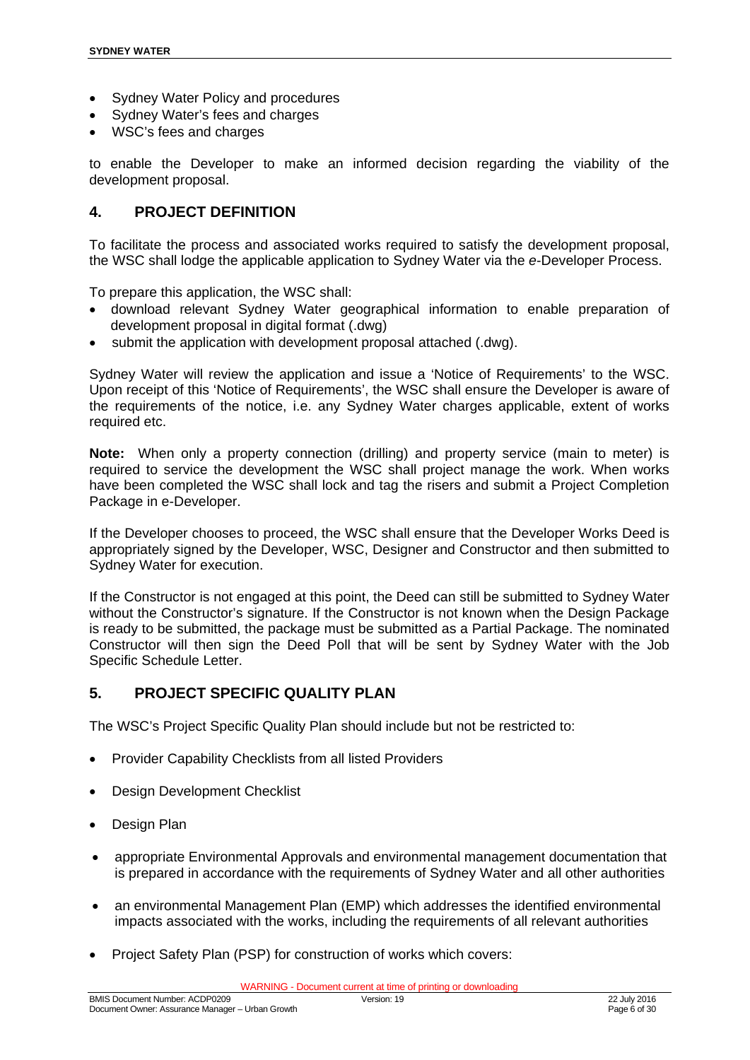- Sydney Water Policy and procedures
- Sydney Water's fees and charges
- WSC's fees and charges

to enable the Developer to make an informed decision regarding the viability of the development proposal.

## 4. PROJECT DEFINITION

To facilitate the process and associated works required to satisfy the development proposal, the WSC shall lodge the applicable application to Sydney Water via the *e*-Developer Process.

To prepare this application, the WSC shall:

- download relevant Sydney Water geographical information to enable preparation of development proposal in digital format (.dwg)
- submit the application with development proposal attached (.dwg).

Sydney Water will review the application and issue a 'Notice of Requirements' to the WSC. Upon receipt of this 'Notice of Requirements', the WSC shall ensure the Developer is aware of the requirements of the notice, i.e. any Sydney Water charges applicable, extent of works required etc.

**Note:** When only a property connection (drilling) and property service (main to meter) is required to service the development the WSC shall project manage the work. When works have been completed the WSC shall lock and tag the risers and submit a Project Completion Package in e-Developer.

If the Developer chooses to proceed, the WSC shall ensure that the Developer Works Deed is appropriately signed by the Developer, WSC, Designer and Constructor and then submitted to Sydney Water for execution.

If the Constructor is not engaged at this point, the Deed can still be submitted to Sydney Water without the Constructor's signature. If the Constructor is not known when the Design Package is ready to be submitted, the package must be submitted as a Partial Package. The nominated Constructor will then sign the Deed Poll that will be sent by Sydney Water with the Job Specific Schedule Letter.

## 5. PROJECT SPECIFIC QUALITY PLAN

The WSC's Project Specific Quality Plan should include but not be restricted to:

- Provider Capability Checklists from all listed Providers
- Design Development Checklist
- Design Plan
- appropriate Environmental Approvals and environmental management documentation that is prepared in accordance with the requirements of Sydney Water and all other authorities
- an environmental Management Plan (EMP) which addresses the identified environmental impacts associated with the works, including the requirements of all relevant authorities
- Project Safety Plan (PSP) for construction of works which covers: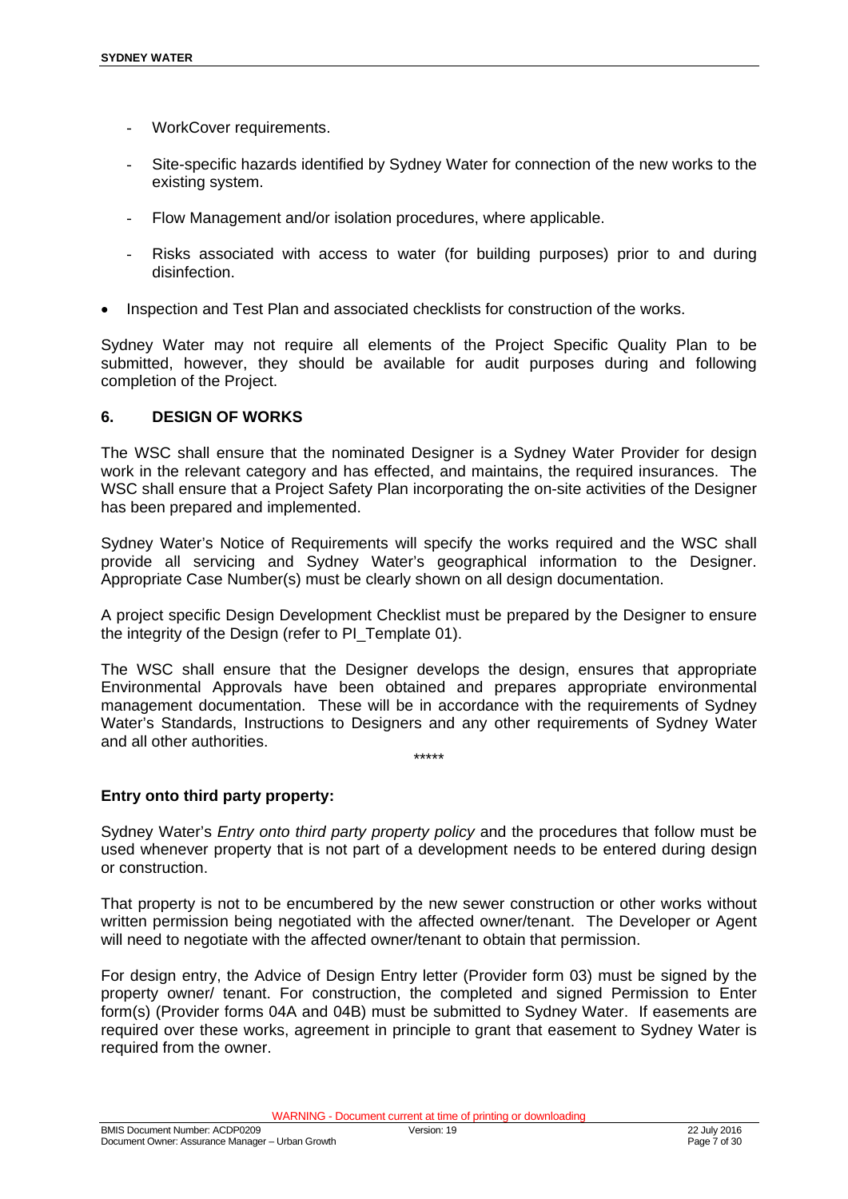- WorkCover requirements.

- Site-specific hazards identified by Sydney Water for connection of the new works to the existing system.

- Flow Management and/or isolation procedures, where applicable.

- Risks associated with access to water (for building purposes) prior to and during disinfection.

- Inspection and Test Plan and associated checklists for construction of the works.

Sydney Water may not require all elements of the Project Specific Quality Plan to be submitted, however, they should be available for audit purposes during and following completion of the Project.

## 6. DESIGN OF WORKS

The WSC shall ensure that the nominated Designer is a Sydney Water Provider for design work in the relevant category and has effected, and maintains, the required insurances. The WSC shall ensure that a Project Safety Plan incorporating the on-site activities of the Designer has been prepared and implemented.

Sydney Water's Notice of Requirements will specify the works required and the WSC shall provide all servicing and Sydney Water's geographical information to the Designer. Appropriate Case Number(s) must be clearly shown on all design documentation.

A project specific Design Development Checklist must be prepared by the Designer to ensure the integrity of the Design (refer to PI_Template 01).

The WSC shall ensure that the Designer develops the design, ensures that appropriate Environmental Approvals have been obtained and prepares appropriate environmental management documentation. These will be in accordance with the requirements of Sydney Water's Standards, Instructions to Designers and any other requirements of Sydney Water and all other authorities.

*****

**Entry onto third party property:**

Sydney Water's *Entry onto third party property policy* and the procedures that follow must be used whenever property that is not part of a development needs to be entered during design or construction.

That property is not to be encumbered by the new sewer construction or other works without written permission being negotiated with the affected owner/tenant. The Developer or Agent will need to negotiate with the affected owner/tenant to obtain that permission.

For design entry, the Advice of Design Entry letter (Provider form 03) must be signed by the property owner/ tenant. For construction, the completed and signed Permission to Enter form(s) (Provider forms 04A and 04B) must be submitted to Sydney Water. If easements are required over these works, agreement in principle to grant that easement to Sydney Water is required from the owner.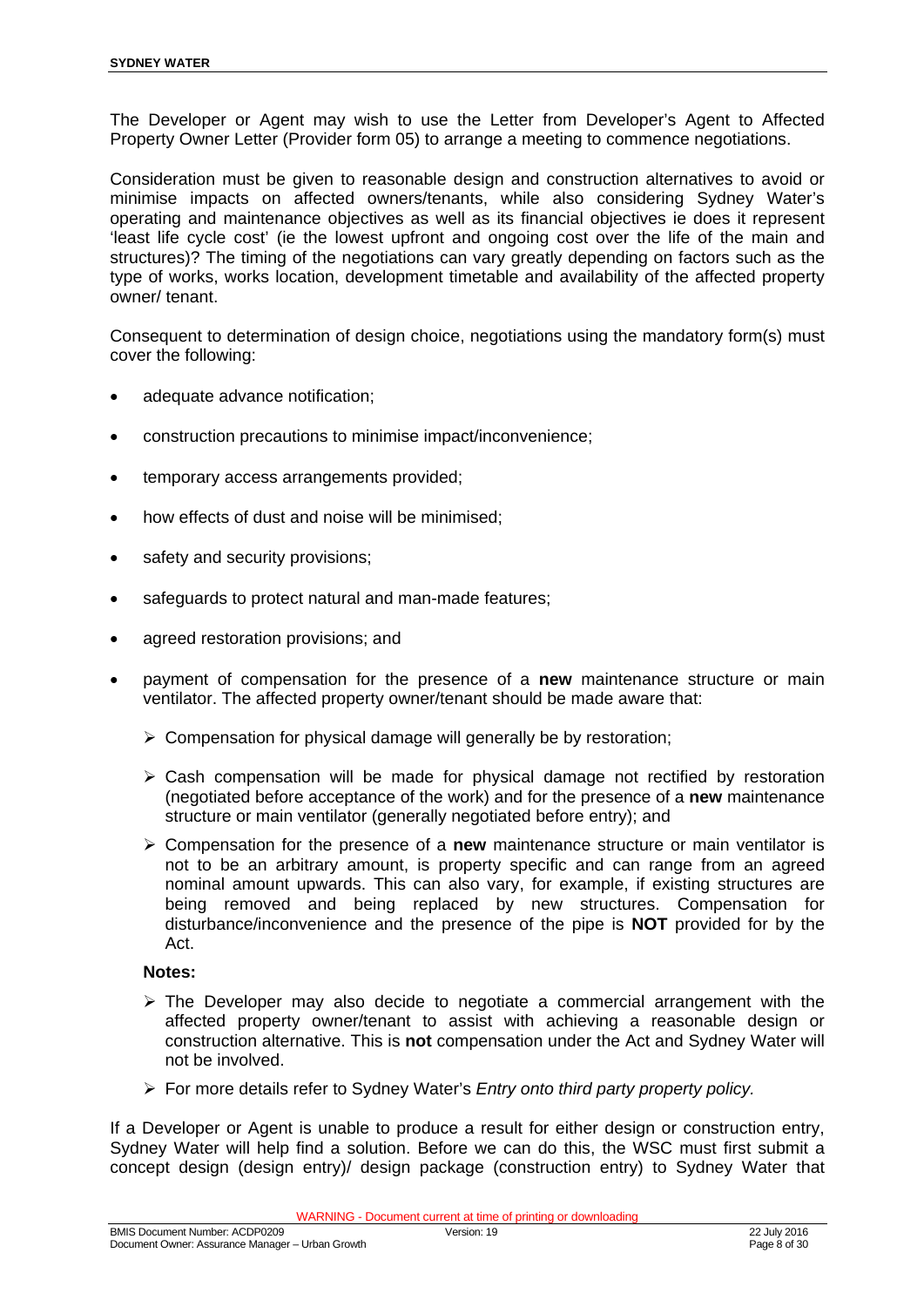The Developer or Agent may wish to use the Letter from Developer's Agent to Affected Property Owner Letter (Provider form 05) to arrange a meeting to commence negotiations.

Consideration must be given to reasonable design and construction alternatives to avoid or minimise impacts on affected owners/tenants, while also considering Sydney Water's operating and maintenance objectives as well as its financial objectives ie does it represent 'least life cycle cost' (ie the lowest upfront and ongoing cost over the life of the main and structures)? The timing of the negotiations can vary greatly depending on factors such as the type of works, works location, development timetable and availability of the affected property owner/ tenant.

Consequent to determination of design choice, negotiations using the mandatory form(s) must cover the following:

- adequate advance notification;
- construction precautions to minimise impact/inconvenience;
- temporary access arrangements provided;
- how effects of dust and noise will be minimised;
- safety and security provisions;
- safeguards to protect natural and man-made features;
- agreed restoration provisions; and
- payment of compensation for the presence of a **new** maintenance structure or main ventilator. The affected property owner/tenant should be made aware that:
  - Compensation for physical damage will generally be by restoration;
  - Cash compensation will be made for physical damage not rectified by restoration (negotiated before acceptance of the work) and for the presence of a **new** maintenance structure or main ventilator (generally negotiated before entry); and
  - Compensation for the presence of a **new** maintenance structure or main ventilator is not to be an arbitrary amount, is property specific and can range from an agreed nominal amount upwards. This can also vary, for example, if existing structures are being removed and being replaced by new structures. Compensation for disturbance/inconvenience and the presence of the pipe is **NOT** provided for by the Act.

  **Notes:**

  - The Developer may also decide to negotiate a commercial arrangement with the affected property owner/tenant to assist with achieving a reasonable design or construction alternative. This is **not** compensation under the Act and Sydney Water will not be involved.
  - For more details refer to Sydney Water's *Entry onto third party property policy.*

If a Developer or Agent is unable to produce a result for either design or construction entry, Sydney Water will help find a solution. Before we can do this, the WSC must first submit a concept design (design entry)/ design package (construction entry) to Sydney Water that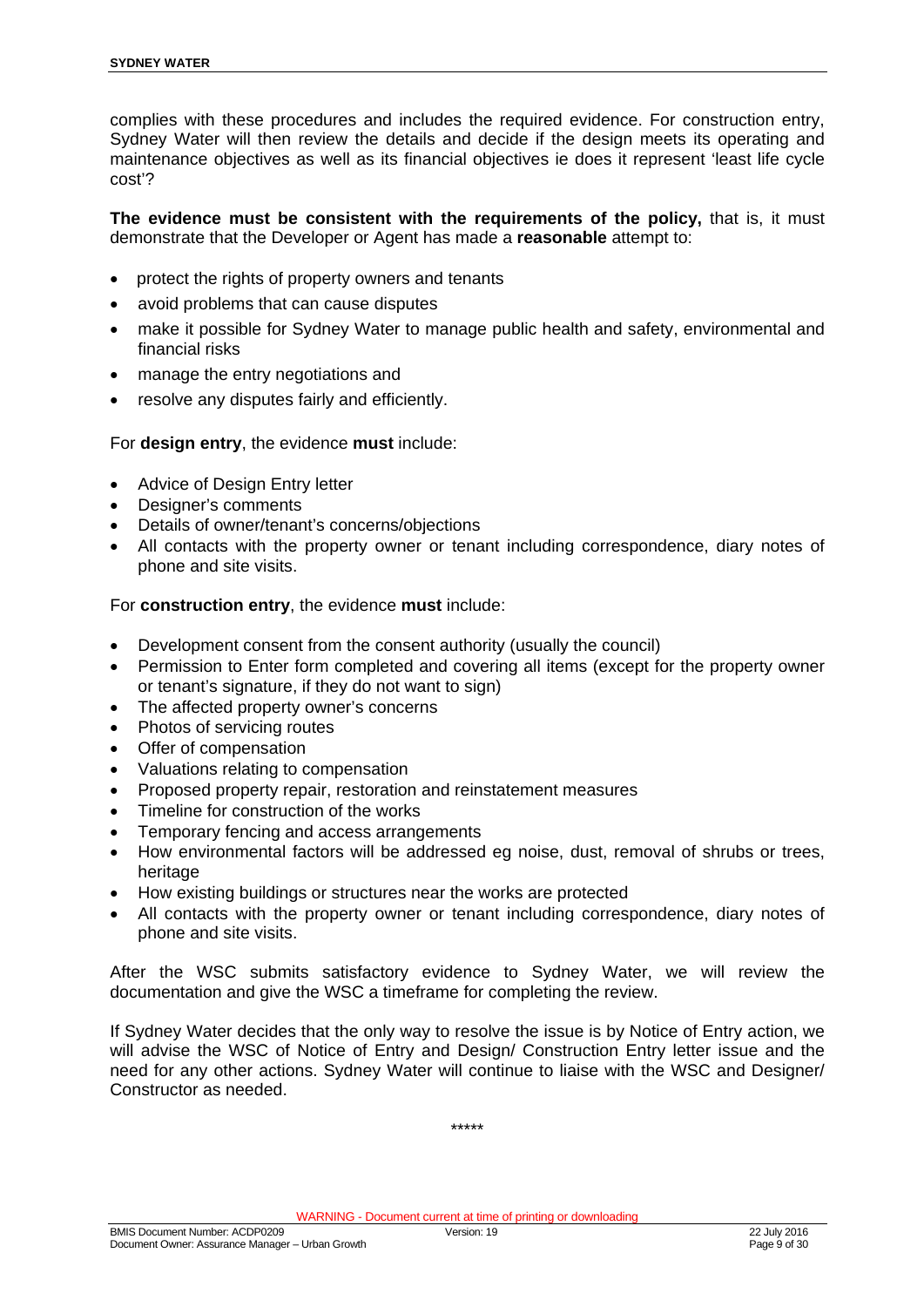complies with these procedures and includes the required evidence. For construction entry, Sydney Water will then review the details and decide if the design meets its operating and maintenance objectives as well as its financial objectives ie does it represent 'least life cycle cost'?

**The evidence must be consistent with the requirements of the policy,** that is, it must demonstrate that the Developer or Agent has made a **reasonable** attempt to:

- protect the rights of property owners and tenants
- avoid problems that can cause disputes
- make it possible for Sydney Water to manage public health and safety, environmental and financial risks
- manage the entry negotiations and
- resolve any disputes fairly and efficiently.

For **design entry**, the evidence **must** include:

- Advice of Design Entry letter
- Designer's comments
- Details of owner/tenant's concerns/objections
- All contacts with the property owner or tenant including correspondence, diary notes of phone and site visits.

For **construction entry**, the evidence **must** include:

- Development consent from the consent authority (usually the council)
- Permission to Enter form completed and covering all items (except for the property owner or tenant's signature, if they do not want to sign)
- The affected property owner's concerns
- Photos of servicing routes
- Offer of compensation
- Valuations relating to compensation
- Proposed property repair, restoration and reinstatement measures
- Timeline for construction of the works
- Temporary fencing and access arrangements
- How environmental factors will be addressed eg noise, dust, removal of shrubs or trees, heritage
- How existing buildings or structures near the works are protected
- All contacts with the property owner or tenant including correspondence, diary notes of phone and site visits.

After the WSC submits satisfactory evidence to Sydney Water, we will review the documentation and give the WSC a timeframe for completing the review.

If Sydney Water decides that the only way to resolve the issue is by Notice of Entry action, we will advise the WSC of Notice of Entry and Design/ Construction Entry letter issue and the need for any other actions. Sydney Water will continue to liaise with the WSC and Designer/ Constructor as needed.

*****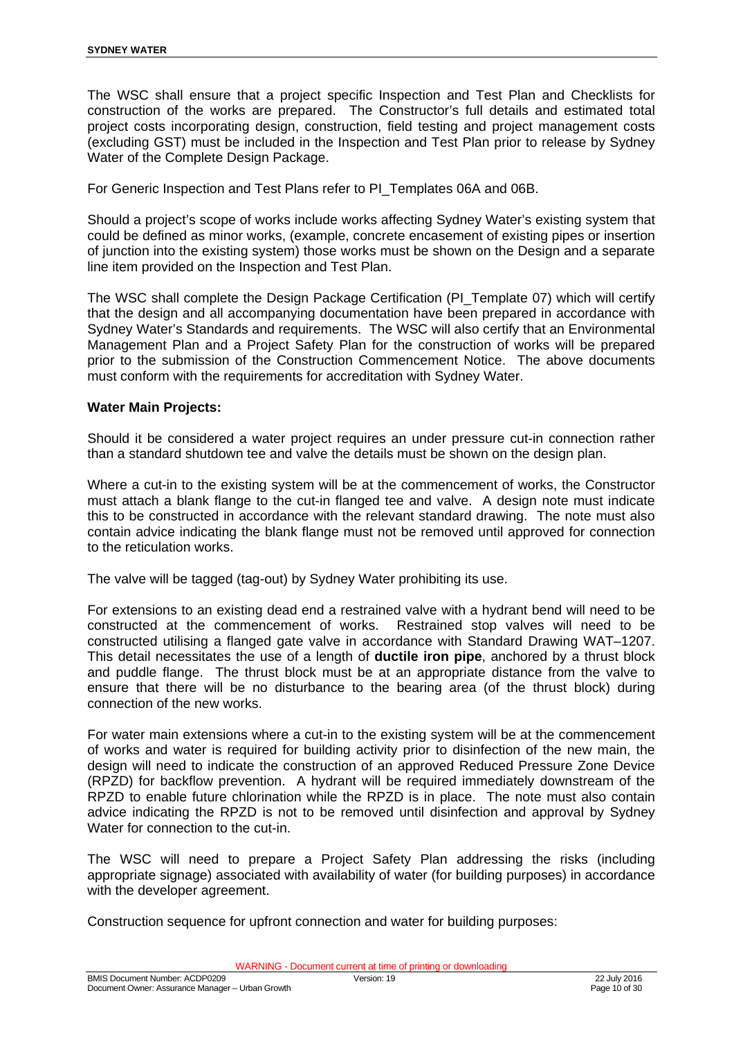The WSC shall ensure that a project specific Inspection and Test Plan and Checklists for construction of the works are prepared. The Constructor's full details and estimated total project costs incorporating design, construction, field testing and project management costs (excluding GST) must be included in the Inspection and Test Plan prior to release by Sydney Water of the Complete Design Package.

For Generic Inspection and Test Plans refer to PI_Templates 06A and 06B.

Should a project's scope of works include works affecting Sydney Water's existing system that could be defined as minor works, (example, concrete encasement of existing pipes or insertion of junction into the existing system) those works must be shown on the Design and a separate line item provided on the Inspection and Test Plan.

The WSC shall complete the Design Package Certification (PI_Template 07) which will certify that the design and all accompanying documentation have been prepared in accordance with Sydney Water's Standards and requirements. The WSC will also certify that an Environmental Management Plan and a Project Safety Plan for the construction of works will be prepared prior to the submission of the Construction Commencement Notice. The above documents must conform with the requirements for accreditation with Sydney Water.

**Water Main Projects:**

Should it be considered a water project requires an under pressure cut-in connection rather than a standard shutdown tee and valve the details must be shown on the design plan.

Where a cut-in to the existing system will be at the commencement of works, the Constructor must attach a blank flange to the cut-in flanged tee and valve. A design note must indicate this to be constructed in accordance with the relevant standard drawing. The note must also contain advice indicating the blank flange must not be removed until approved for connection to the reticulation works.

The valve will be tagged (tag-out) by Sydney Water prohibiting its use.

For extensions to an existing dead end a restrained valve with a hydrant bend will need to be constructed at the commencement of works. Restrained stop valves will need to be constructed utilising a flanged gate valve in accordance with Standard Drawing WAT–1207. This detail necessitates the use of a length of **ductile iron pipe**, anchored by a thrust block and puddle flange. The thrust block must be at an appropriate distance from the valve to ensure that there will be no disturbance to the bearing area (of the thrust block) during connection of the new works.

For water main extensions where a cut-in to the existing system will be at the commencement of works and water is required for building activity prior to disinfection of the new main, the design will need to indicate the construction of an approved Reduced Pressure Zone Device (RPZD) for backflow prevention. A hydrant will be required immediately downstream of the RPZD to enable future chlorination while the RPZD is in place. The note must also contain advice indicating the RPZD is not to be removed until disinfection and approval by Sydney Water for connection to the cut-in.

The WSC will need to prepare a Project Safety Plan addressing the risks (including appropriate signage) associated with availability of water (for building purposes) in accordance with the developer agreement.

Construction sequence for upfront connection and water for building purposes: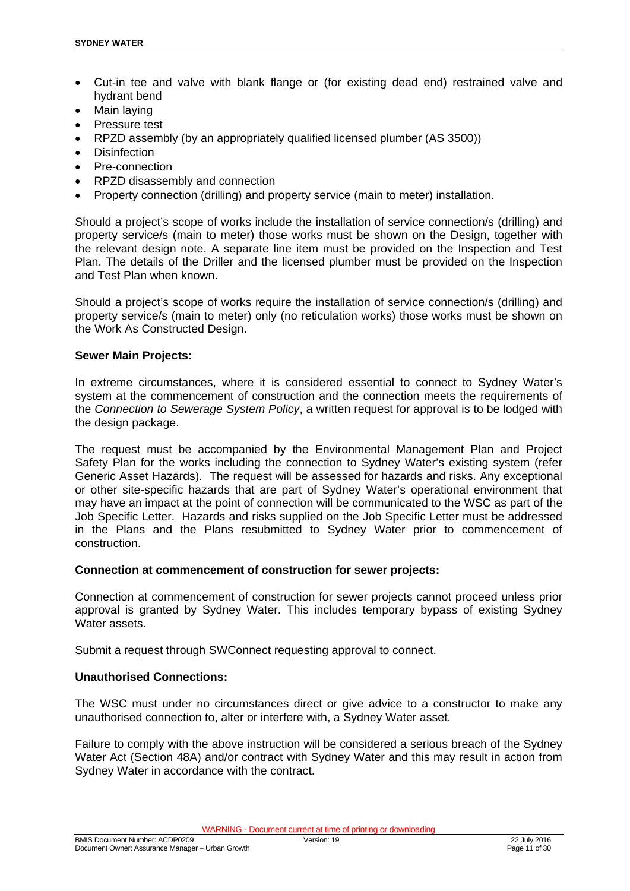- Cut-in tee and valve with blank flange or (for existing dead end) restrained valve and hydrant bend
- Main laying
- Pressure test
- RPZD assembly (by an appropriately qualified licensed plumber (AS 3500))
- Disinfection
- Pre-connection
- RPZD disassembly and connection
- Property connection (drilling) and property service (main to meter) installation.

Should a project's scope of works include the installation of service connection/s (drilling) and property service/s (main to meter) those works must be shown on the Design, together with the relevant design note. A separate line item must be provided on the Inspection and Test Plan. The details of the Driller and the licensed plumber must be provided on the Inspection and Test Plan when known.

Should a project's scope of works require the installation of service connection/s (drilling) and property service/s (main to meter) only (no reticulation works) those works must be shown on the Work As Constructed Design.

**Sewer Main Projects:**

In extreme circumstances, where it is considered essential to connect to Sydney Water's system at the commencement of construction and the connection meets the requirements of the *Connection to Sewerage System Policy*, a written request for approval is to be lodged with the design package.

The request must be accompanied by the Environmental Management Plan and Project Safety Plan for the works including the connection to Sydney Water's existing system (refer Generic Asset Hazards). The request will be assessed for hazards and risks. Any exceptional or other site-specific hazards that are part of Sydney Water's operational environment that may have an impact at the point of connection will be communicated to the WSC as part of the Job Specific Letter. Hazards and risks supplied on the Job Specific Letter must be addressed in the Plans and the Plans resubmitted to Sydney Water prior to commencement of construction.

**Connection at commencement of construction for sewer projects:**

Connection at commencement of construction for sewer projects cannot proceed unless prior approval is granted by Sydney Water. This includes temporary bypass of existing Sydney Water assets.

Submit a request through SWConnect requesting approval to connect.

**Unauthorised Connections:**

The WSC must under no circumstances direct or give advice to a constructor to make any unauthorised connection to, alter or interfere with, a Sydney Water asset.

Failure to comply with the above instruction will be considered a serious breach of the Sydney Water Act (Section 48A) and/or contract with Sydney Water and this may result in action from Sydney Water in accordance with the contract.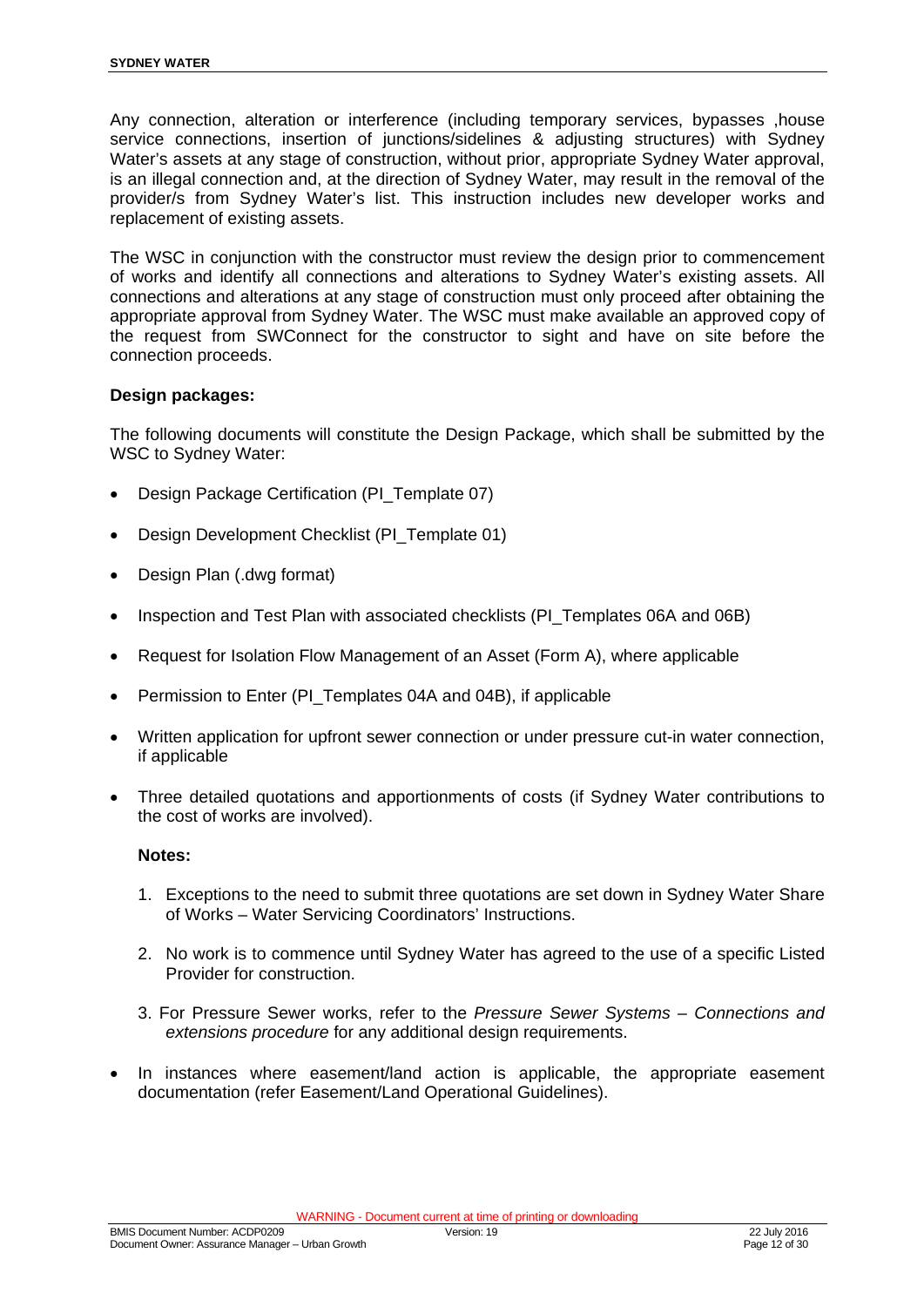Any connection, alteration or interference (including temporary services, bypasses ,house service connections, insertion of junctions/sidelines & adjusting structures) with Sydney Water's assets at any stage of construction, without prior, appropriate Sydney Water approval, is an illegal connection and, at the direction of Sydney Water, may result in the removal of the provider/s from Sydney Water's list. This instruction includes new developer works and replacement of existing assets.

The WSC in conjunction with the constructor must review the design prior to commencement of works and identify all connections and alterations to Sydney Water's existing assets. All connections and alterations at any stage of construction must only proceed after obtaining the appropriate approval from Sydney Water. The WSC must make available an approved copy of the request from SWConnect for the constructor to sight and have on site before the connection proceeds.

**Design packages:**

The following documents will constitute the Design Package, which shall be submitted by the WSC to Sydney Water:

- Design Package Certification (PI_Template 07)
- Design Development Checklist (PI_Template 01)
- Design Plan (.dwg format)
- Inspection and Test Plan with associated checklists (PI_Templates 06A and 06B)
- Request for Isolation Flow Management of an Asset (Form A), where applicable
- Permission to Enter (PI_Templates 04A and 04B), if applicable
- Written application for upfront sewer connection or under pressure cut-in water connection, if applicable
- Three detailed quotations and apportionments of costs (if Sydney Water contributions to the cost of works are involved).

  **Notes:**

  1. Exceptions to the need to submit three quotations are set down in Sydney Water Share of Works – Water Servicing Coordinators' Instructions.
  2. No work is to commence until Sydney Water has agreed to the use of a specific Listed Provider for construction.
  3. For Pressure Sewer works, refer to the *Pressure Sewer Systems – Connections and extensions procedure* for any additional design requirements.

- In instances where easement/land action is applicable, the appropriate easement documentation (refer Easement/Land Operational Guidelines).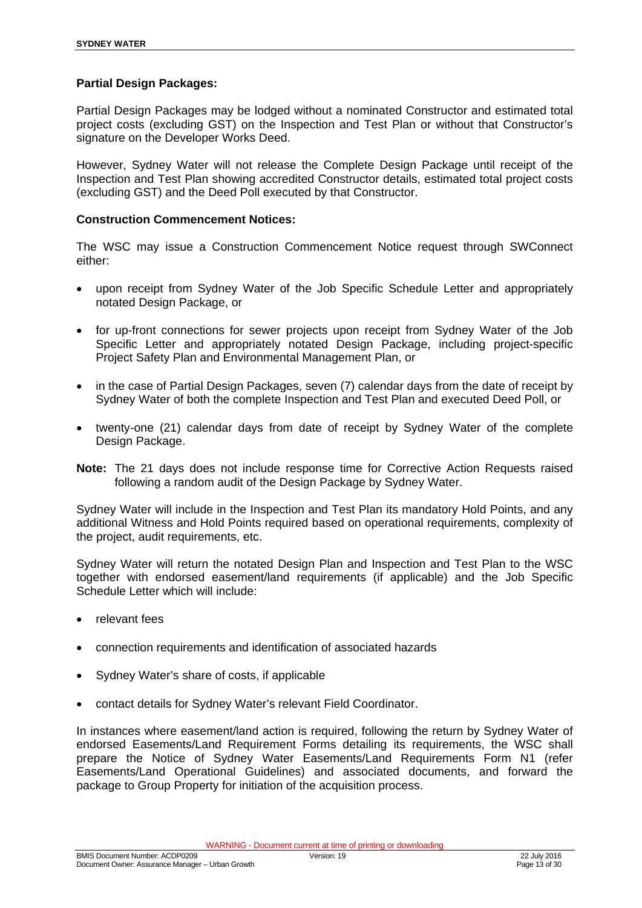**Partial Design Packages:**

Partial Design Packages may be lodged without a nominated Constructor and estimated total project costs (excluding GST) on the Inspection and Test Plan or without that Constructor's signature on the Developer Works Deed.

However, Sydney Water will not release the Complete Design Package until receipt of the Inspection and Test Plan showing accredited Constructor details, estimated total project costs (excluding GST) and the Deed Poll executed by that Constructor.

**Construction Commencement Notices:**

The WSC may issue a Construction Commencement Notice request through SWConnect either:

- upon receipt from Sydney Water of the Job Specific Schedule Letter and appropriately notated Design Package, or
- for up-front connections for sewer projects upon receipt from Sydney Water of the Job Specific Letter and appropriately notated Design Package, including project-specific Project Safety Plan and Environmental Management Plan, or
- in the case of Partial Design Packages, seven (7) calendar days from the date of receipt by Sydney Water of both the complete Inspection and Test Plan and executed Deed Poll, or
- twenty-one (21) calendar days from date of receipt by Sydney Water of the complete Design Package.

**Note:** The 21 days does not include response time for Corrective Action Requests raised following a random audit of the Design Package by Sydney Water.

Sydney Water will include in the Inspection and Test Plan its mandatory Hold Points, and any additional Witness and Hold Points required based on operational requirements, complexity of the project, audit requirements, etc.

Sydney Water will return the notated Design Plan and Inspection and Test Plan to the WSC together with endorsed easement/land requirements (if applicable) and the Job Specific Schedule Letter which will include:

- relevant fees
- connection requirements and identification of associated hazards
- Sydney Water's share of costs, if applicable
- contact details for Sydney Water's relevant Field Coordinator.

In instances where easement/land action is required, following the return by Sydney Water of endorsed Easements/Land Requirement Forms detailing its requirements, the WSC shall prepare the Notice of Sydney Water Easements/Land Requirements Form N1 (refer Easements/Land Operational Guidelines) and associated documents, and forward the package to Group Property for initiation of the acquisition process.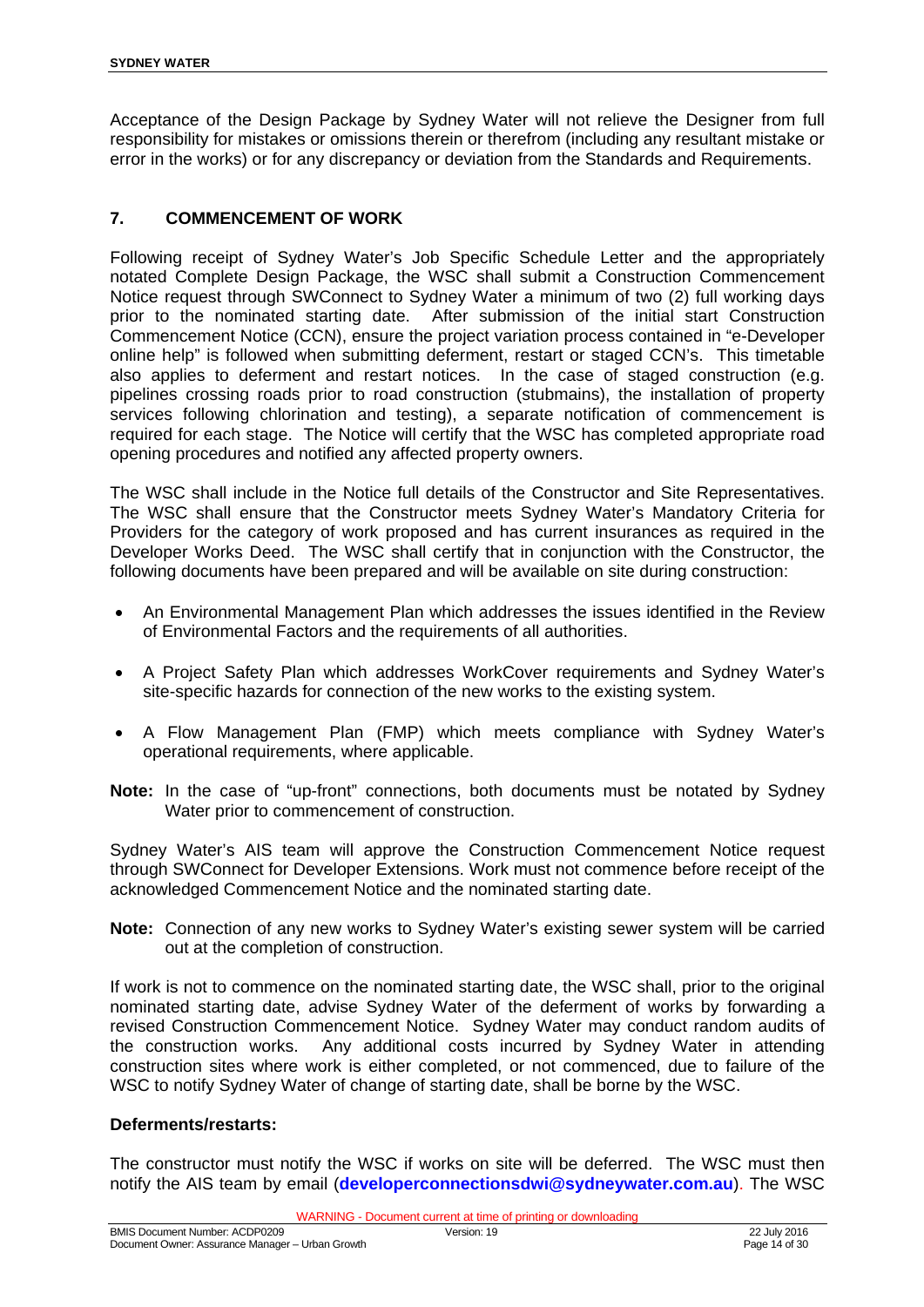Acceptance of the Design Package by Sydney Water will not relieve the Designer from full responsibility for mistakes or omissions therein or therefrom (including any resultant mistake or error in the works) or for any discrepancy or deviation from the Standards and Requirements.

## 7. COMMENCEMENT OF WORK

Following receipt of Sydney Water's Job Specific Schedule Letter and the appropriately notated Complete Design Package, the WSC shall submit a Construction Commencement Notice request through SWConnect to Sydney Water a minimum of two (2) full working days prior to the nominated starting date. After submission of the initial start Construction Commencement Notice (CCN), ensure the project variation process contained in "e-Developer online help" is followed when submitting deferment, restart or staged CCN's. This timetable also applies to deferment and restart notices. In the case of staged construction (e.g. pipelines crossing roads prior to road construction (stubmains), the installation of property services following chlorination and testing), a separate notification of commencement is required for each stage. The Notice will certify that the WSC has completed appropriate road opening procedures and notified any affected property owners.

The WSC shall include in the Notice full details of the Constructor and Site Representatives. The WSC shall ensure that the Constructor meets Sydney Water's Mandatory Criteria for Providers for the category of work proposed and has current insurances as required in the Developer Works Deed. The WSC shall certify that in conjunction with the Constructor, the following documents have been prepared and will be available on site during construction:

- An Environmental Management Plan which addresses the issues identified in the Review of Environmental Factors and the requirements of all authorities.
- A Project Safety Plan which addresses WorkCover requirements and Sydney Water's site-specific hazards for connection of the new works to the existing system.
- A Flow Management Plan (FMP) which meets compliance with Sydney Water's operational requirements, where applicable.

**Note:** In the case of "up-front" connections, both documents must be notated by Sydney Water prior to commencement of construction.

Sydney Water's AIS team will approve the Construction Commencement Notice request through SWConnect for Developer Extensions. Work must not commence before receipt of the acknowledged Commencement Notice and the nominated starting date.

**Note:** Connection of any new works to Sydney Water's existing sewer system will be carried out at the completion of construction.

If work is not to commence on the nominated starting date, the WSC shall, prior to the original nominated starting date, advise Sydney Water of the deferment of works by forwarding a revised Construction Commencement Notice. Sydney Water may conduct random audits of the construction works. Any additional costs incurred by Sydney Water in attending construction sites where work is either completed, or not commenced, due to failure of the WSC to notify Sydney Water of change of starting date, shall be borne by the WSC.

**Deferments/restarts:**

The constructor must notify the WSC if works on site will be deferred. The WSC must then notify the AIS team by email (**developerconnectionsdwi@sydneywater.com.au**). The WSC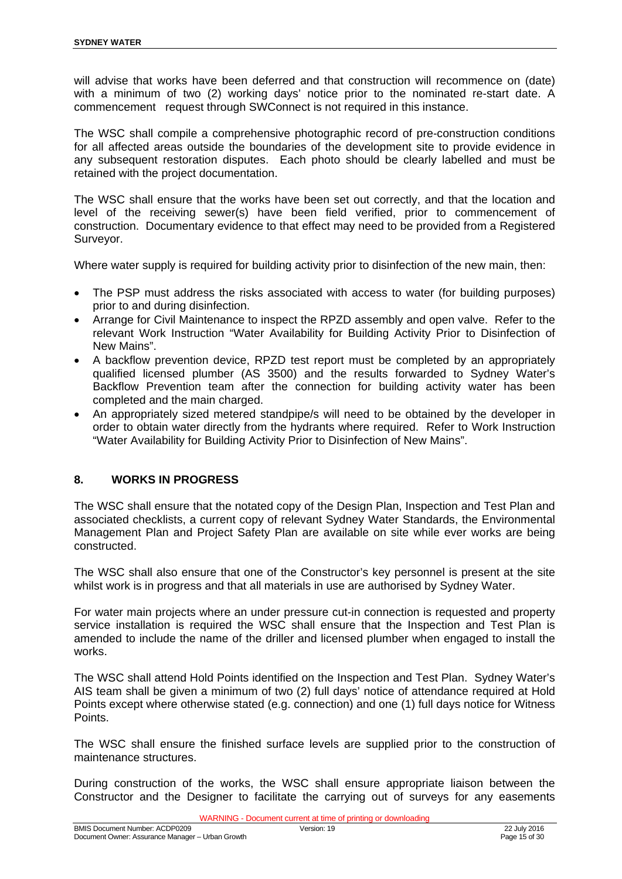will advise that works have been deferred and that construction will recommence on (date) with a minimum of two (2) working days' notice prior to the nominated re-start date. A commencement request through SWConnect is not required in this instance.

The WSC shall compile a comprehensive photographic record of pre-construction conditions for all affected areas outside the boundaries of the development site to provide evidence in any subsequent restoration disputes. Each photo should be clearly labelled and must be retained with the project documentation.

The WSC shall ensure that the works have been set out correctly, and that the location and level of the receiving sewer(s) have been field verified, prior to commencement of construction. Documentary evidence to that effect may need to be provided from a Registered Surveyor.

Where water supply is required for building activity prior to disinfection of the new main, then:

- The PSP must address the risks associated with access to water (for building purposes) prior to and during disinfection.
- Arrange for Civil Maintenance to inspect the RPZD assembly and open valve. Refer to the relevant Work Instruction "Water Availability for Building Activity Prior to Disinfection of New Mains".
- A backflow prevention device, RPZD test report must be completed by an appropriately qualified licensed plumber (AS 3500) and the results forwarded to Sydney Water's Backflow Prevention team after the connection for building activity water has been completed and the main charged.
- An appropriately sized metered standpipe/s will need to be obtained by the developer in order to obtain water directly from the hydrants where required. Refer to Work Instruction "Water Availability for Building Activity Prior to Disinfection of New Mains".

## 8. WORKS IN PROGRESS

The WSC shall ensure that the notated copy of the Design Plan, Inspection and Test Plan and associated checklists, a current copy of relevant Sydney Water Standards, the Environmental Management Plan and Project Safety Plan are available on site while ever works are being constructed.

The WSC shall also ensure that one of the Constructor's key personnel is present at the site whilst work is in progress and that all materials in use are authorised by Sydney Water.

For water main projects where an under pressure cut-in connection is requested and property service installation is required the WSC shall ensure that the Inspection and Test Plan is amended to include the name of the driller and licensed plumber when engaged to install the works.

The WSC shall attend Hold Points identified on the Inspection and Test Plan. Sydney Water's AIS team shall be given a minimum of two (2) full days' notice of attendance required at Hold Points except where otherwise stated (e.g. connection) and one (1) full days notice for Witness Points.

The WSC shall ensure the finished surface levels are supplied prior to the construction of maintenance structures.

During construction of the works, the WSC shall ensure appropriate liaison between the Constructor and the Designer to facilitate the carrying out of surveys for any easements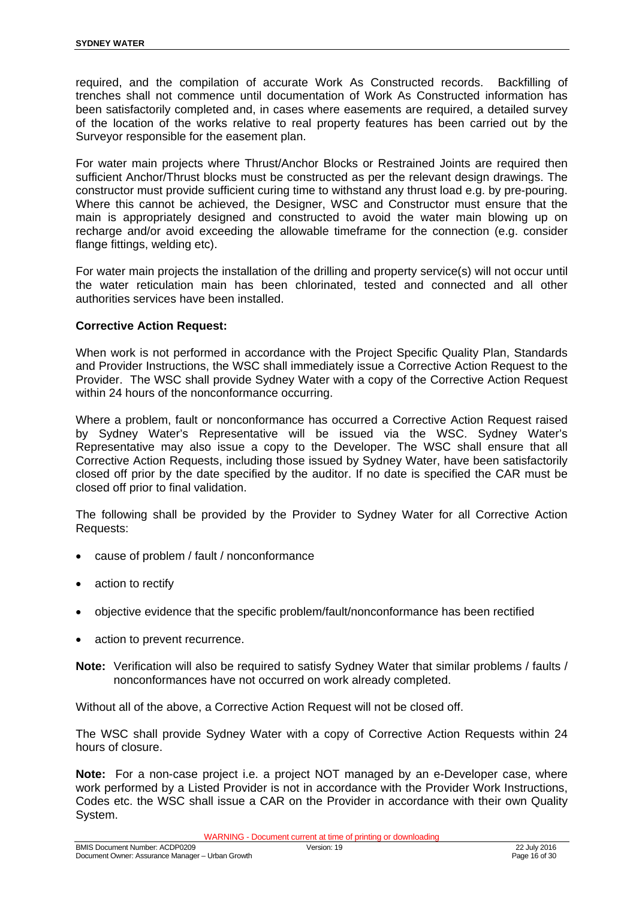required, and the compilation of accurate Work As Constructed records. Backfilling of trenches shall not commence until documentation of Work As Constructed information has been satisfactorily completed and, in cases where easements are required, a detailed survey of the location of the works relative to real property features has been carried out by the Surveyor responsible for the easement plan.

For water main projects where Thrust/Anchor Blocks or Restrained Joints are required then sufficient Anchor/Thrust blocks must be constructed as per the relevant design drawings. The constructor must provide sufficient curing time to withstand any thrust load e.g. by pre-pouring. Where this cannot be achieved, the Designer, WSC and Constructor must ensure that the main is appropriately designed and constructed to avoid the water main blowing up on recharge and/or avoid exceeding the allowable timeframe for the connection (e.g. consider flange fittings, welding etc).

For water main projects the installation of the drilling and property service(s) will not occur until the water reticulation main has been chlorinated, tested and connected and all other authorities services have been installed.

**Corrective Action Request:**

When work is not performed in accordance with the Project Specific Quality Plan, Standards and Provider Instructions, the WSC shall immediately issue a Corrective Action Request to the Provider. The WSC shall provide Sydney Water with a copy of the Corrective Action Request within 24 hours of the nonconformance occurring.

Where a problem, fault or nonconformance has occurred a Corrective Action Request raised by Sydney Water's Representative will be issued via the WSC. Sydney Water's Representative may also issue a copy to the Developer. The WSC shall ensure that all Corrective Action Requests, including those issued by Sydney Water, have been satisfactorily closed off prior by the date specified by the auditor. If no date is specified the CAR must be closed off prior to final validation.

The following shall be provided by the Provider to Sydney Water for all Corrective Action Requests:

- cause of problem / fault / nonconformance
- action to rectify
- objective evidence that the specific problem/fault/nonconformance has been rectified
- action to prevent recurrence.

**Note:** Verification will also be required to satisfy Sydney Water that similar problems / faults / nonconformances have not occurred on work already completed.

Without all of the above, a Corrective Action Request will not be closed off.

The WSC shall provide Sydney Water with a copy of Corrective Action Requests within 24 hours of closure.

**Note:** For a non-case project i.e. a project NOT managed by an e-Developer case, where work performed by a Listed Provider is not in accordance with the Provider Work Instructions, Codes etc. the WSC shall issue a CAR on the Provider in accordance with their own Quality System.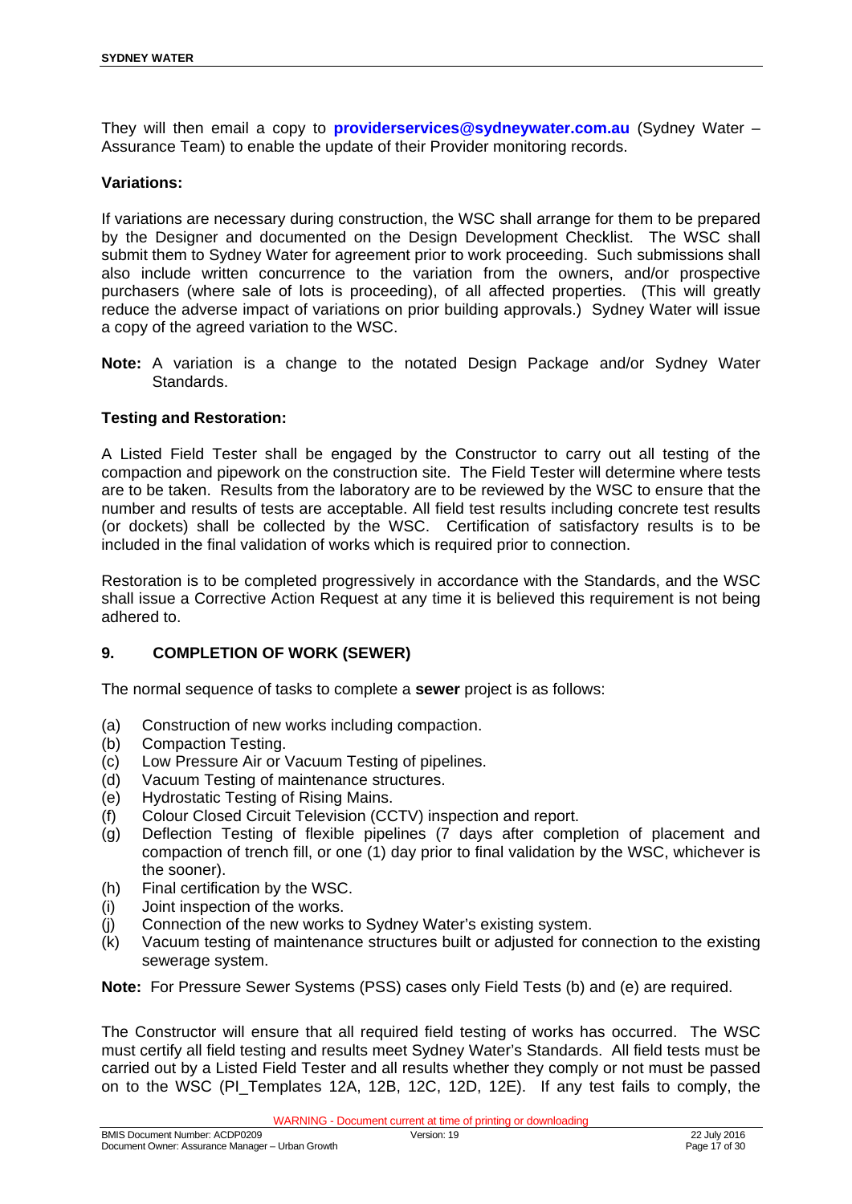They will then email a copy to **providerservices@sydneywater.com.au** (Sydney Water – Assurance Team) to enable the update of their Provider monitoring records.

**Variations:**

If variations are necessary during construction, the WSC shall arrange for them to be prepared by the Designer and documented on the Design Development Checklist. The WSC shall submit them to Sydney Water for agreement prior to work proceeding. Such submissions shall also include written concurrence to the variation from the owners, and/or prospective purchasers (where sale of lots is proceeding), of all affected properties. (This will greatly reduce the adverse impact of variations on prior building approvals.) Sydney Water will issue a copy of the agreed variation to the WSC.

**Note:** A variation is a change to the notated Design Package and/or Sydney Water Standards.

**Testing and Restoration:**

A Listed Field Tester shall be engaged by the Constructor to carry out all testing of the compaction and pipework on the construction site. The Field Tester will determine where tests are to be taken. Results from the laboratory are to be reviewed by the WSC to ensure that the number and results of tests are acceptable. All field test results including concrete test results (or dockets) shall be collected by the WSC. Certification of satisfactory results is to be included in the final validation of works which is required prior to connection.

Restoration is to be completed progressively in accordance with the Standards, and the WSC shall issue a Corrective Action Request at any time it is believed this requirement is not being adhered to.

## 9. COMPLETION OF WORK (SEWER)

The normal sequence of tasks to complete a **sewer** project is as follows:

(a) Construction of new works including compaction.
(b) Compaction Testing.
(c) Low Pressure Air or Vacuum Testing of pipelines.
(d) Vacuum Testing of maintenance structures.
(e) Hydrostatic Testing of Rising Mains.
(f) Colour Closed Circuit Television (CCTV) inspection and report.
(g) Deflection Testing of flexible pipelines (7 days after completion of placement and compaction of trench fill, or one (1) day prior to final validation by the WSC, whichever is the sooner).
(h) Final certification by the WSC.
(i) Joint inspection of the works.
(j) Connection of the new works to Sydney Water's existing system.
(k) Vacuum testing of maintenance structures built or adjusted for connection to the existing sewerage system.

**Note:** For Pressure Sewer Systems (PSS) cases only Field Tests (b) and (e) are required.

The Constructor will ensure that all required field testing of works has occurred. The WSC must certify all field testing and results meet Sydney Water's Standards. All field tests must be carried out by a Listed Field Tester and all results whether they comply or not must be passed on to the WSC (PI_Templates 12A, 12B, 12C, 12D, 12E). If any test fails to comply, the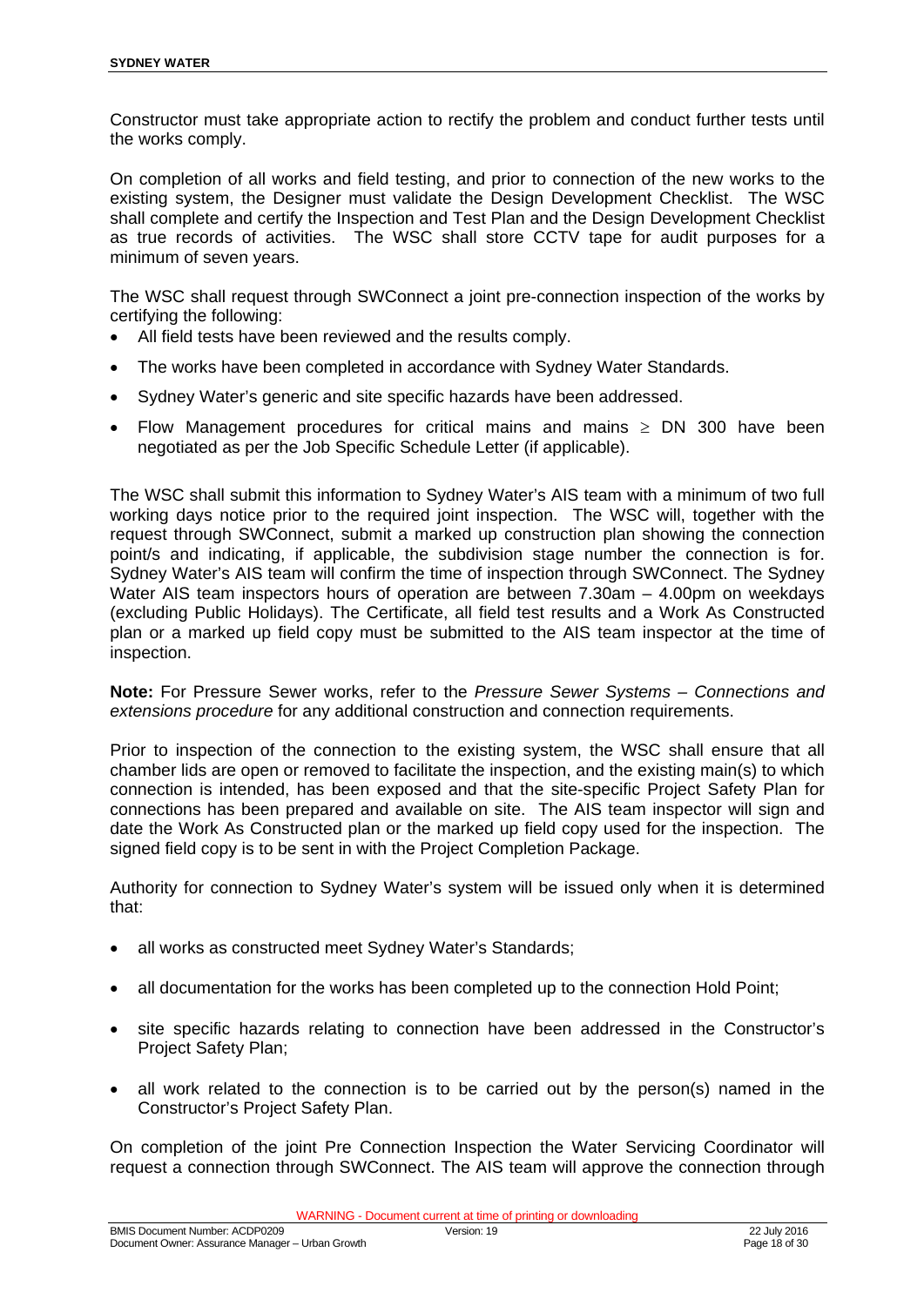Constructor must take appropriate action to rectify the problem and conduct further tests until the works comply.

On completion of all works and field testing, and prior to connection of the new works to the existing system, the Designer must validate the Design Development Checklist. The WSC shall complete and certify the Inspection and Test Plan and the Design Development Checklist as true records of activities. The WSC shall store CCTV tape for audit purposes for a minimum of seven years.

The WSC shall request through SWConnect a joint pre-connection inspection of the works by certifying the following:

- All field tests have been reviewed and the results comply.
- The works have been completed in accordance with Sydney Water Standards.
- Sydney Water's generic and site specific hazards have been addressed.
- Flow Management procedures for critical mains and mains ≥ DN 300 have been negotiated as per the Job Specific Schedule Letter (if applicable).

The WSC shall submit this information to Sydney Water's AIS team with a minimum of two full working days notice prior to the required joint inspection. The WSC will, together with the request through SWConnect, submit a marked up construction plan showing the connection point/s and indicating, if applicable, the subdivision stage number the connection is for. Sydney Water's AIS team will confirm the time of inspection through SWConnect. The Sydney Water AIS team inspectors hours of operation are between 7.30am – 4.00pm on weekdays (excluding Public Holidays). The Certificate, all field test results and a Work As Constructed plan or a marked up field copy must be submitted to the AIS team inspector at the time of inspection.

**Note:** For Pressure Sewer works, refer to the *Pressure Sewer Systems – Connections and extensions procedure* for any additional construction and connection requirements.

Prior to inspection of the connection to the existing system, the WSC shall ensure that all chamber lids are open or removed to facilitate the inspection, and the existing main(s) to which connection is intended, has been exposed and that the site-specific Project Safety Plan for connections has been prepared and available on site. The AIS team inspector will sign and date the Work As Constructed plan or the marked up field copy used for the inspection. The signed field copy is to be sent in with the Project Completion Package.

Authority for connection to Sydney Water's system will be issued only when it is determined that:

- all works as constructed meet Sydney Water's Standards;
- all documentation for the works has been completed up to the connection Hold Point;
- site specific hazards relating to connection have been addressed in the Constructor's Project Safety Plan;
- all work related to the connection is to be carried out by the person(s) named in the Constructor's Project Safety Plan.

On completion of the joint Pre Connection Inspection the Water Servicing Coordinator will request a connection through SWConnect. The AIS team will approve the connection through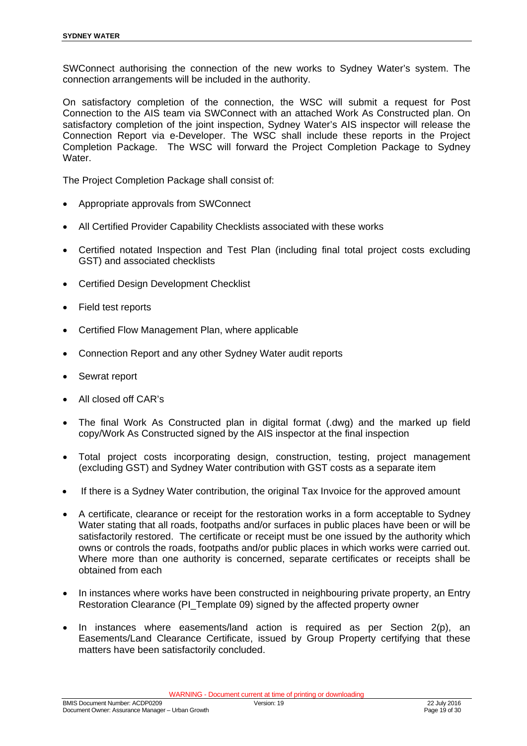SWConnect authorising the connection of the new works to Sydney Water's system. The connection arrangements will be included in the authority.

On satisfactory completion of the connection, the WSC will submit a request for Post Connection to the AIS team via SWConnect with an attached Work As Constructed plan. On satisfactory completion of the joint inspection, Sydney Water's AIS inspector will release the Connection Report via e-Developer. The WSC shall include these reports in the Project Completion Package. The WSC will forward the Project Completion Package to Sydney Water.

The Project Completion Package shall consist of:

- Appropriate approvals from SWConnect
- All Certified Provider Capability Checklists associated with these works
- Certified notated Inspection and Test Plan (including final total project costs excluding GST) and associated checklists
- Certified Design Development Checklist
- Field test reports
- Certified Flow Management Plan, where applicable
- Connection Report and any other Sydney Water audit reports
- Sewrat report
- All closed off CAR's
- The final Work As Constructed plan in digital format (.dwg) and the marked up field copy/Work As Constructed signed by the AIS inspector at the final inspection
- Total project costs incorporating design, construction, testing, project management (excluding GST) and Sydney Water contribution with GST costs as a separate item
- If there is a Sydney Water contribution, the original Tax Invoice for the approved amount
- A certificate, clearance or receipt for the restoration works in a form acceptable to Sydney Water stating that all roads, footpaths and/or surfaces in public places have been or will be satisfactorily restored. The certificate or receipt must be one issued by the authority which owns or controls the roads, footpaths and/or public places in which works were carried out. Where more than one authority is concerned, separate certificates or receipts shall be obtained from each
- In instances where works have been constructed in neighbouring private property, an Entry Restoration Clearance (PI_Template 09) signed by the affected property owner
- In instances where easements/land action is required as per Section 2(p), an Easements/Land Clearance Certificate, issued by Group Property certifying that these matters have been satisfactorily concluded.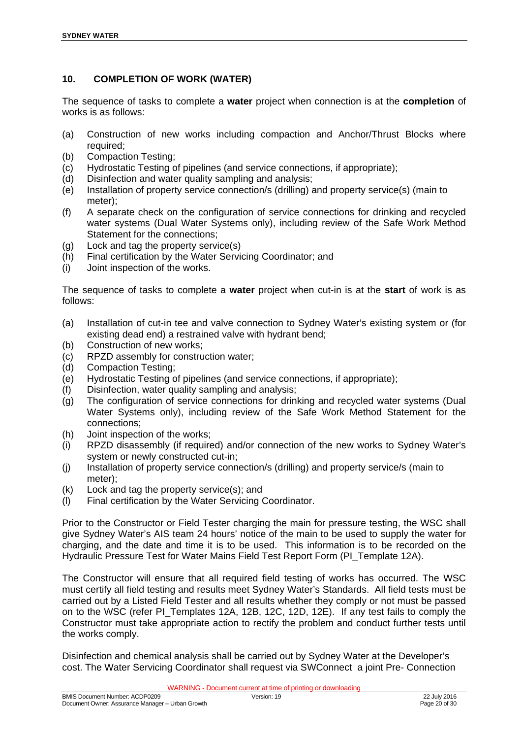## 10. COMPLETION OF WORK (WATER)

The sequence of tasks to complete a **water** project when connection is at the **completion** of works is as follows:

(a) Construction of new works including compaction and Anchor/Thrust Blocks where required;
(b) Compaction Testing;
(c) Hydrostatic Testing of pipelines (and service connections, if appropriate);
(d) Disinfection and water quality sampling and analysis;
(e) Installation of property service connection/s (drilling) and property service(s) (main to meter);
(f) A separate check on the configuration of service connections for drinking and recycled water systems (Dual Water Systems only), including review of the Safe Work Method Statement for the connections;
(g) Lock and tag the property service(s)
(h) Final certification by the Water Servicing Coordinator; and
(i) Joint inspection of the works.

The sequence of tasks to complete a **water** project when cut-in is at the **start** of work is as follows:

(a) Installation of cut-in tee and valve connection to Sydney Water's existing system or (for existing dead end) a restrained valve with hydrant bend;
(b) Construction of new works;
(c) RPZD assembly for construction water;
(d) Compaction Testing;
(e) Hydrostatic Testing of pipelines (and service connections, if appropriate);
(f) Disinfection, water quality sampling and analysis;
(g) The configuration of service connections for drinking and recycled water systems (Dual Water Systems only), including review of the Safe Work Method Statement for the connections;
(h) Joint inspection of the works;
(i) RPZD disassembly (if required) and/or connection of the new works to Sydney Water's system or newly constructed cut-in;
(j) Installation of property service connection/s (drilling) and property service/s (main to meter);
(k) Lock and tag the property service(s); and
(l) Final certification by the Water Servicing Coordinator.

Prior to the Constructor or Field Tester charging the main for pressure testing, the WSC shall give Sydney Water's AIS team 24 hours' notice of the main to be used to supply the water for charging, and the date and time it is to be used. This information is to be recorded on the Hydraulic Pressure Test for Water Mains Field Test Report Form (PI_Template 12A).

The Constructor will ensure that all required field testing of works has occurred. The WSC must certify all field testing and results meet Sydney Water's Standards. All field tests must be carried out by a Listed Field Tester and all results whether they comply or not must be passed on to the WSC (refer PI_Templates 12A, 12B, 12C, 12D, 12E). If any test fails to comply the Constructor must take appropriate action to rectify the problem and conduct further tests until the works comply.

Disinfection and chemical analysis shall be carried out by Sydney Water at the Developer's cost. The Water Servicing Coordinator shall request via SWConnect a joint Pre- Connection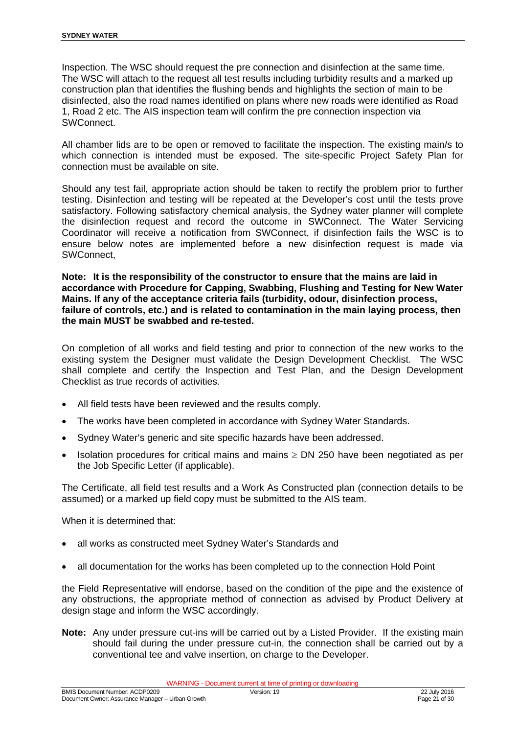Inspection. The WSC should request the pre connection and disinfection at the same time. The WSC will attach to the request all test results including turbidity results and a marked up construction plan that identifies the flushing bends and highlights the section of main to be disinfected, also the road names identified on plans where new roads were identified as Road 1, Road 2 etc. The AIS inspection team will confirm the pre connection inspection via SWConnect.

All chamber lids are to be open or removed to facilitate the inspection. The existing main/s to which connection is intended must be exposed. The site-specific Project Safety Plan for connection must be available on site.

Should any test fail, appropriate action should be taken to rectify the problem prior to further testing. Disinfection and testing will be repeated at the Developer's cost until the tests prove satisfactory. Following satisfactory chemical analysis, the Sydney water planner will complete the disinfection request and record the outcome in SWConnect. The Water Servicing Coordinator will receive a notification from SWConnect, if disinfection fails the WSC is to ensure below notes are implemented before a new disinfection request is made via SWConnect,

**Note: It is the responsibility of the constructor to ensure that the mains are laid in accordance with Procedure for Capping, Swabbing, Flushing and Testing for New Water Mains. If any of the acceptance criteria fails (turbidity, odour, disinfection process, failure of controls, etc.) and is related to contamination in the main laying process, then the main MUST be swabbed and re-tested.**

On completion of all works and field testing and prior to connection of the new works to the existing system the Designer must validate the Design Development Checklist. The WSC shall complete and certify the Inspection and Test Plan, and the Design Development Checklist as true records of activities.

- All field tests have been reviewed and the results comply.
- The works have been completed in accordance with Sydney Water Standards.
- Sydney Water's generic and site specific hazards have been addressed.
- Isolation procedures for critical mains and mains ≥ DN 250 have been negotiated as per the Job Specific Letter (if applicable).

The Certificate, all field test results and a Work As Constructed plan (connection details to be assumed) or a marked up field copy must be submitted to the AIS team.

When it is determined that:

- all works as constructed meet Sydney Water's Standards and
- all documentation for the works has been completed up to the connection Hold Point

the Field Representative will endorse, based on the condition of the pipe and the existence of any obstructions, the appropriate method of connection as advised by Product Delivery at design stage and inform the WSC accordingly.

**Note:** Any under pressure cut-ins will be carried out by a Listed Provider. If the existing main should fail during the under pressure cut-in, the connection shall be carried out by a conventional tee and valve insertion, on charge to the Developer.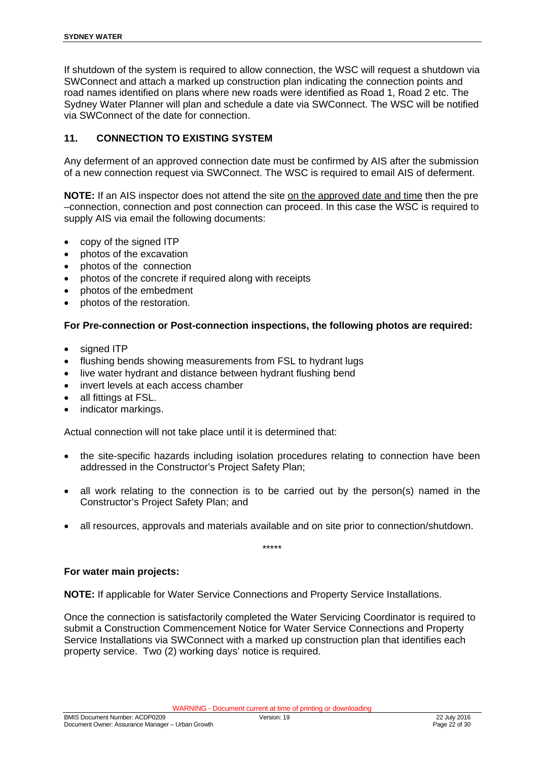If shutdown of the system is required to allow connection, the WSC will request a shutdown via SWConnect and attach a marked up construction plan indicating the connection points and road names identified on plans where new roads were identified as Road 1, Road 2 etc. The Sydney Water Planner will plan and schedule a date via SWConnect. The WSC will be notified via SWConnect of the date for connection.

## 11. CONNECTION TO EXISTING SYSTEM

Any deferment of an approved connection date must be confirmed by AIS after the submission of a new connection request via SWConnect. The WSC is required to email AIS of deferment.

**NOTE:** If an AIS inspector does not attend the site on the approved date and time then the pre –connection, connection and post connection can proceed. In this case the WSC is required to supply AIS via email the following documents:

- copy of the signed ITP
- photos of the excavation
- photos of the connection
- photos of the concrete if required along with receipts
- photos of the embedment
- photos of the restoration.

**For Pre-connection or Post-connection inspections, the following photos are required:**

- signed ITP
- flushing bends showing measurements from FSL to hydrant lugs
- live water hydrant and distance between hydrant flushing bend
- invert levels at each access chamber
- all fittings at FSL.
- indicator markings.

Actual connection will not take place until it is determined that:

- the site-specific hazards including isolation procedures relating to connection have been addressed in the Constructor's Project Safety Plan;
- all work relating to the connection is to be carried out by the person(s) named in the Constructor's Project Safety Plan; and
- all resources, approvals and materials available and on site prior to connection/shutdown.

*****

**For water main projects:**

**NOTE:** If applicable for Water Service Connections and Property Service Installations.

Once the connection is satisfactorily completed the Water Servicing Coordinator is required to submit a Construction Commencement Notice for Water Service Connections and Property Service Installations via SWConnect with a marked up construction plan that identifies each property service. Two (2) working days' notice is required.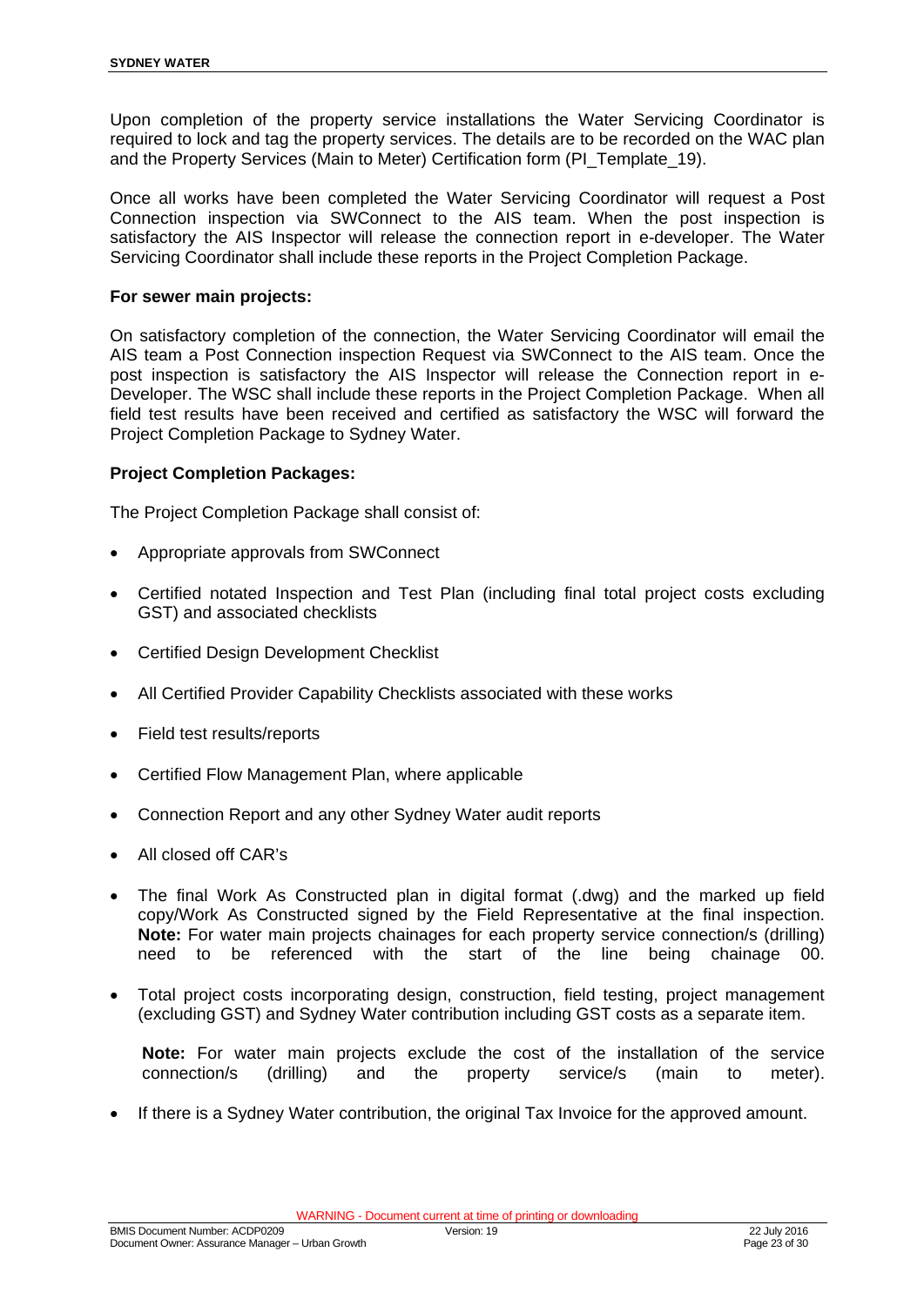Upon completion of the property service installations the Water Servicing Coordinator is required to lock and tag the property services. The details are to be recorded on the WAC plan and the Property Services (Main to Meter) Certification form (PI_Template_19).

Once all works have been completed the Water Servicing Coordinator will request a Post Connection inspection via SWConnect to the AIS team. When the post inspection is satisfactory the AIS Inspector will release the connection report in e-developer. The Water Servicing Coordinator shall include these reports in the Project Completion Package.

**For sewer main projects:**

On satisfactory completion of the connection, the Water Servicing Coordinator will email the AIS team a Post Connection inspection Request via SWConnect to the AIS team. Once the post inspection is satisfactory the AIS Inspector will release the Connection report in e-Developer. The WSC shall include these reports in the Project Completion Package. When all field test results have been received and certified as satisfactory the WSC will forward the Project Completion Package to Sydney Water.

**Project Completion Packages:**

The Project Completion Package shall consist of:

- Appropriate approvals from SWConnect
- Certified notated Inspection and Test Plan (including final total project costs excluding GST) and associated checklists
- Certified Design Development Checklist
- All Certified Provider Capability Checklists associated with these works
- Field test results/reports
- Certified Flow Management Plan, where applicable
- Connection Report and any other Sydney Water audit reports
- All closed off CAR's
- The final Work As Constructed plan in digital format (.dwg) and the marked up field copy/Work As Constructed signed by the Field Representative at the final inspection. **Note:** For water main projects chainages for each property service connection/s (drilling) need to be referenced with the start of the line being chainage 00.
- Total project costs incorporating design, construction, field testing, project management (excluding GST) and Sydney Water contribution including GST costs as a separate item.

  **Note:** For water main projects exclude the cost of the installation of the service connection/s (drilling) and the property service/s (main to meter).

- If there is a Sydney Water contribution, the original Tax Invoice for the approved amount.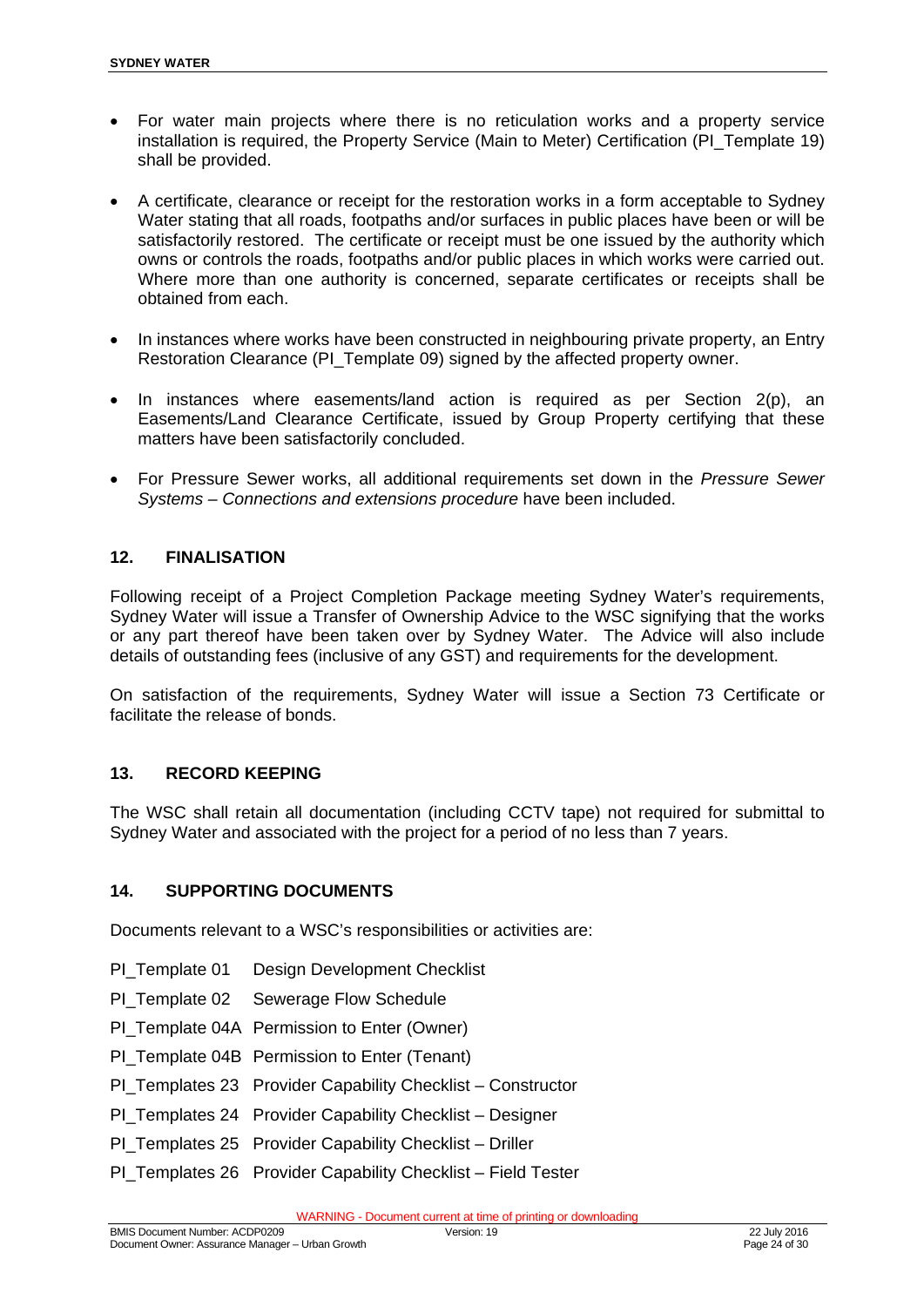- For water main projects where there is no reticulation works and a property service installation is required, the Property Service (Main to Meter) Certification (PI_Template 19) shall be provided.

- A certificate, clearance or receipt for the restoration works in a form acceptable to Sydney Water stating that all roads, footpaths and/or surfaces in public places have been or will be satisfactorily restored. The certificate or receipt must be one issued by the authority which owns or controls the roads, footpaths and/or public places in which works were carried out. Where more than one authority is concerned, separate certificates or receipts shall be obtained from each.

- In instances where works have been constructed in neighbouring private property, an Entry Restoration Clearance (PI_Template 09) signed by the affected property owner.

- In instances where easements/land action is required as per Section 2(p), an Easements/Land Clearance Certificate, issued by Group Property certifying that these matters have been satisfactorily concluded.

- For Pressure Sewer works, all additional requirements set down in the *Pressure Sewer Systems – Connections and extensions procedure* have been included.

## 12. FINALISATION

Following receipt of a Project Completion Package meeting Sydney Water's requirements, Sydney Water will issue a Transfer of Ownership Advice to the WSC signifying that the works or any part thereof have been taken over by Sydney Water. The Advice will also include details of outstanding fees (inclusive of any GST) and requirements for the development.

On satisfaction of the requirements, Sydney Water will issue a Section 73 Certificate or facilitate the release of bonds.

## 13. RECORD KEEPING

The WSC shall retain all documentation (including CCTV tape) not required for submittal to Sydney Water and associated with the project for a period of no less than 7 years.

## 14. SUPPORTING DOCUMENTS

Documents relevant to a WSC's responsibilities or activities are:

PI_Template 01 Design Development Checklist

PI_Template 02 Sewerage Flow Schedule

PI_Template 04A Permission to Enter (Owner)

PI_Template 04B Permission to Enter (Tenant)

PI_Templates 23 Provider Capability Checklist – Constructor

PI_Templates 24 Provider Capability Checklist – Designer

PI_Templates 25 Provider Capability Checklist – Driller

PI_Templates 26 Provider Capability Checklist – Field Tester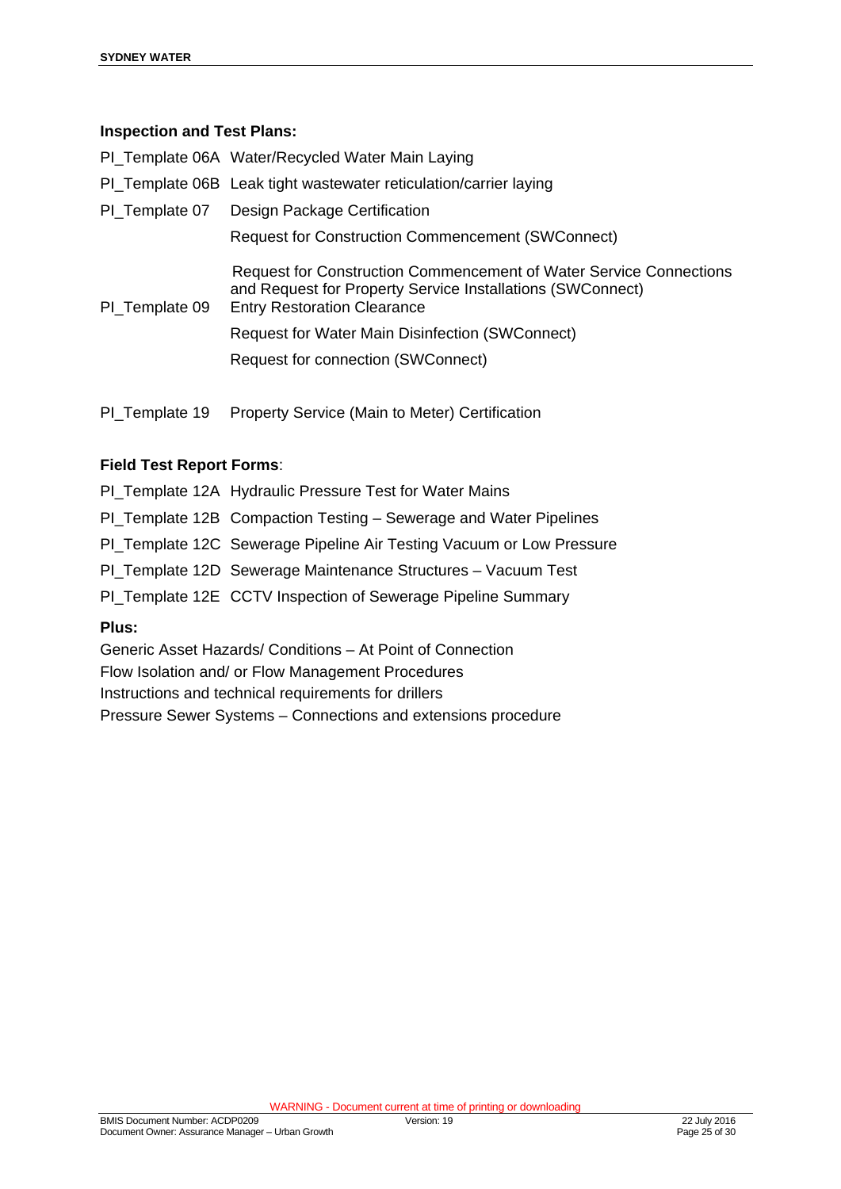**Inspection and Test Plans:**

| | |
|---|---|
| PI_Template 06A | Water/Recycled Water Main Laying |
| PI_Template 06B | Leak tight wastewater reticulation/carrier laying |
| PI_Template 07 | Design Package Certification |
| PI_Template 09 | Request for Construction Commencement (SWConnect)<br>Request for Construction Commencement of Water Service Connections and Request for Property Service Installations (SWConnect)<br>Entry Restoration Clearance<br>Request for Water Main Disinfection (SWConnect)<br>Request for connection (SWConnect) |
| PI_Template 19 | Property Service (Main to Meter) Certification |

**Field Test Report Forms**:

| | |
|---|---|
| PI_Template 12A | Hydraulic Pressure Test for Water Mains |
| PI_Template 12B | Compaction Testing – Sewerage and Water Pipelines |
| PI_Template 12C | Sewerage Pipeline Air Testing Vacuum or Low Pressure |
| PI_Template 12D | Sewerage Maintenance Structures – Vacuum Test |
| PI_Template 12E | CCTV Inspection of Sewerage Pipeline Summary |

**Plus:**

Generic Asset Hazards/ Conditions – At Point of Connection

Flow Isolation and/ or Flow Management Procedures

Instructions and technical requirements for drillers

Pressure Sewer Systems – Connections and extensions procedure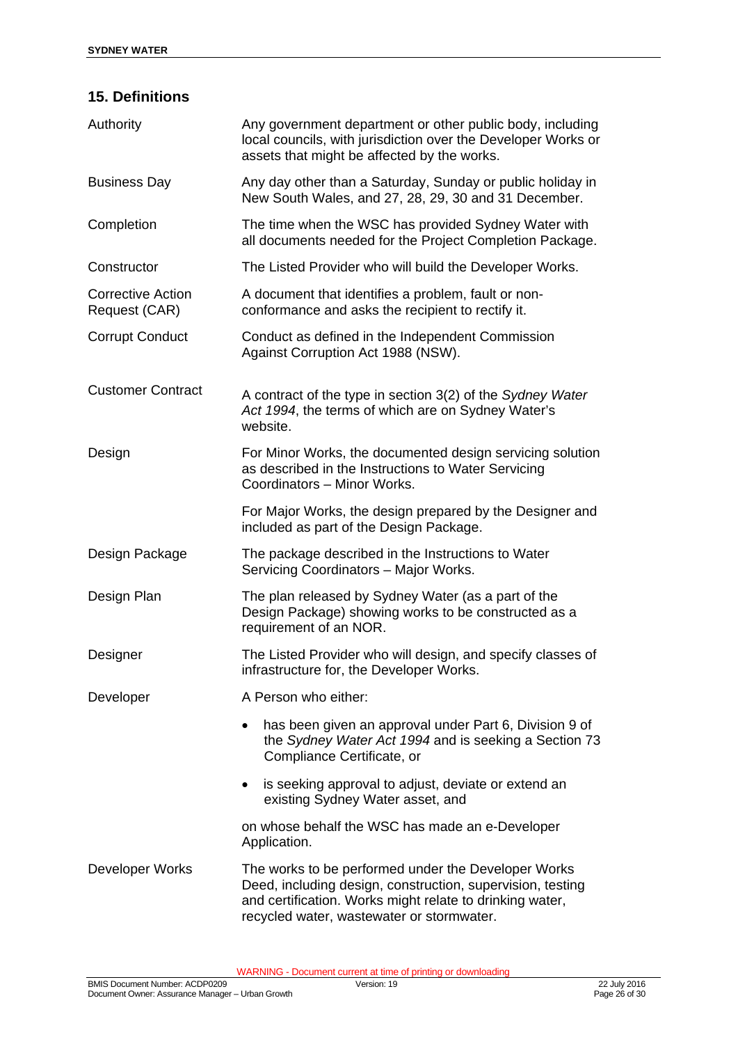## 15. Definitions

| | |
|---|---|
| Authority | Any government department or other public body, including local councils, with jurisdiction over the Developer Works or assets that might be affected by the works. |
| Business Day | Any day other than a Saturday, Sunday or public holiday in New South Wales, and 27, 28, 29, 30 and 31 December. |
| Completion | The time when the WSC has provided Sydney Water with all documents needed for the Project Completion Package. |
| Constructor | The Listed Provider who will build the Developer Works. |
| Corrective Action Request (CAR) | A document that identifies a problem, fault or non-conformance and asks the recipient to rectify it. |
| Corrupt Conduct | Conduct as defined in the Independent Commission Against Corruption Act 1988 (NSW). |
| Customer Contract | A contract of the type in section 3(2) of the *Sydney Water Act 1994*, the terms of which are on Sydney Water's website. |
| Design | For Minor Works, the documented design servicing solution as described in the Instructions to Water Servicing Coordinators – Minor Works.<br><br>For Major Works, the design prepared by the Designer and included as part of the Design Package. |
| Design Package | The package described in the Instructions to Water Servicing Coordinators – Major Works. |
| Design Plan | The plan released by Sydney Water (as a part of the Design Package) showing works to be constructed as a requirement of an NOR. |
| Designer | The Listed Provider who will design, and specify classes of infrastructure for, the Developer Works. |
| Developer | A Person who either:<br><br>• has been given an approval under Part 6, Division 9 of the *Sydney Water Act 1994* and is seeking a Section 73 Compliance Certificate, or<br><br>• is seeking approval to adjust, deviate or extend an existing Sydney Water asset, and<br><br>on whose behalf the WSC has made an e-Developer Application. |
| Developer Works | The works to be performed under the Developer Works Deed, including design, construction, supervision, testing and certification. Works might relate to drinking water, recycled water, wastewater or stormwater. |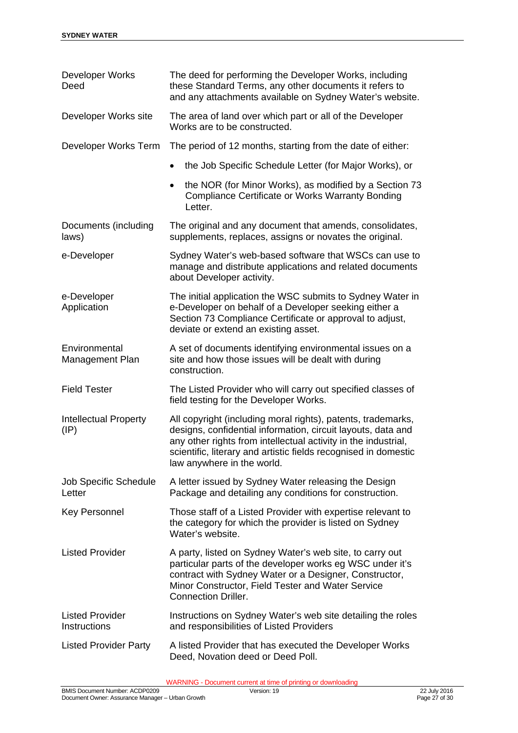| | |
|---|---|
| Developer Works Deed | The deed for performing the Developer Works, including these Standard Terms, any other documents it refers to and any attachments available on Sydney Water's website. |
| Developer Works site | The area of land over which part or all of the Developer Works are to be constructed. |
| Developer Works Term | The period of 12 months, starting from the date of either:<br>• the Job Specific Schedule Letter (for Major Works), or<br>• the NOR (for Minor Works), as modified by a Section 73 Compliance Certificate or Works Warranty Bonding Letter. |
| Documents (including laws) | The original and any document that amends, consolidates, supplements, replaces, assigns or novates the original. |
| e-Developer | Sydney Water's web-based software that WSCs can use to manage and distribute applications and related documents about Developer activity. |
| e-Developer Application | The initial application the WSC submits to Sydney Water in e-Developer on behalf of a Developer seeking either a Section 73 Compliance Certificate or approval to adjust, deviate or extend an existing asset. |
| Environmental Management Plan | A set of documents identifying environmental issues on a site and how those issues will be dealt with during construction. |
| Field Tester | The Listed Provider who will carry out specified classes of field testing for the Developer Works. |
| Intellectual Property (IP) | All copyright (including moral rights), patents, trademarks, designs, confidential information, circuit layouts, data and any other rights from intellectual activity in the industrial, scientific, literary and artistic fields recognised in domestic law anywhere in the world. |
| Job Specific Schedule Letter | A letter issued by Sydney Water releasing the Design Package and detailing any conditions for construction. |
| Key Personnel | Those staff of a Listed Provider with expertise relevant to the category for which the provider is listed on Sydney Water's website. |
| Listed Provider | A party, listed on Sydney Water's web site, to carry out particular parts of the developer works eg WSC under it's contract with Sydney Water or a Designer, Constructor, Minor Constructor, Field Tester and Water Service Connection Driller. |
| Listed Provider Instructions | Instructions on Sydney Water's web site detailing the roles and responsibilities of Listed Providers |
| Listed Provider Party | A listed Provider that has executed the Developer Works Deed, Novation deed or Deed Poll. |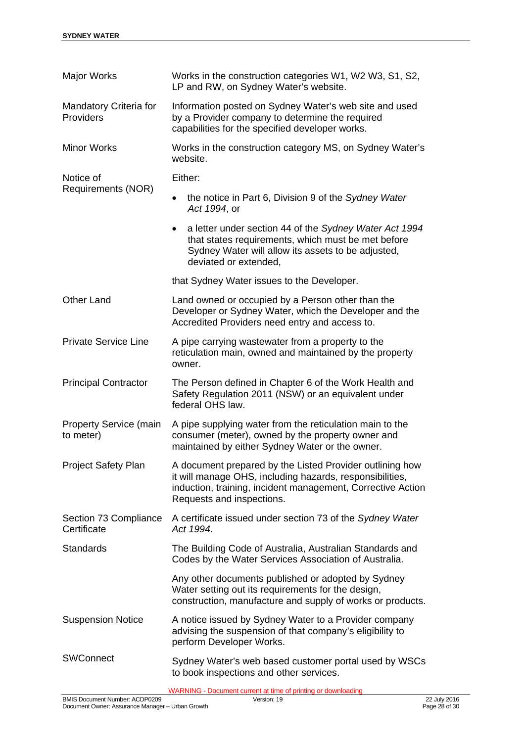| | |
|---|---|
| Major Works | Works in the construction categories W1, W2 W3, S1, S2, LP and RW, on Sydney Water's website. |
| Mandatory Criteria for Providers | Information posted on Sydney Water's web site and used by a Provider company to determine the required capabilities for the specified developer works. |
| Minor Works | Works in the construction category MS, on Sydney Water's website. |
| Notice of Requirements (NOR) | Either:<br>• the notice in Part 6, Division 9 of the *Sydney Water Act 1994*, or<br>• a letter under section 44 of the *Sydney Water Act 1994* that states requirements, which must be met before Sydney Water will allow its assets to be adjusted, deviated or extended,<br>that Sydney Water issues to the Developer. |
| Other Land | Land owned or occupied by a Person other than the Developer or Sydney Water, which the Developer and the Accredited Providers need entry and access to. |
| Private Service Line | A pipe carrying wastewater from a property to the reticulation main, owned and maintained by the property owner. |
| Principal Contractor | The Person defined in Chapter 6 of the Work Health and Safety Regulation 2011 (NSW) or an equivalent under federal OHS law. |
| Property Service (main to meter) | A pipe supplying water from the reticulation main to the consumer (meter), owned by the property owner and maintained by either Sydney Water or the owner. |
| Project Safety Plan | A document prepared by the Listed Provider outlining how it will manage OHS, including hazards, responsibilities, induction, training, incident management, Corrective Action Requests and inspections. |
| Section 73 Compliance Certificate | A certificate issued under section 73 of the *Sydney Water Act 1994*. |
| Standards | The Building Code of Australia, Australian Standards and Codes by the Water Services Association of Australia.<br>Any other documents published or adopted by Sydney Water setting out its requirements for the design, construction, manufacture and supply of works or products. |
| Suspension Notice | A notice issued by Sydney Water to a Provider company advising the suspension of that company's eligibility to perform Developer Works. |
| SWConnect | Sydney Water's web based customer portal used by WSCs to book inspections and other services. |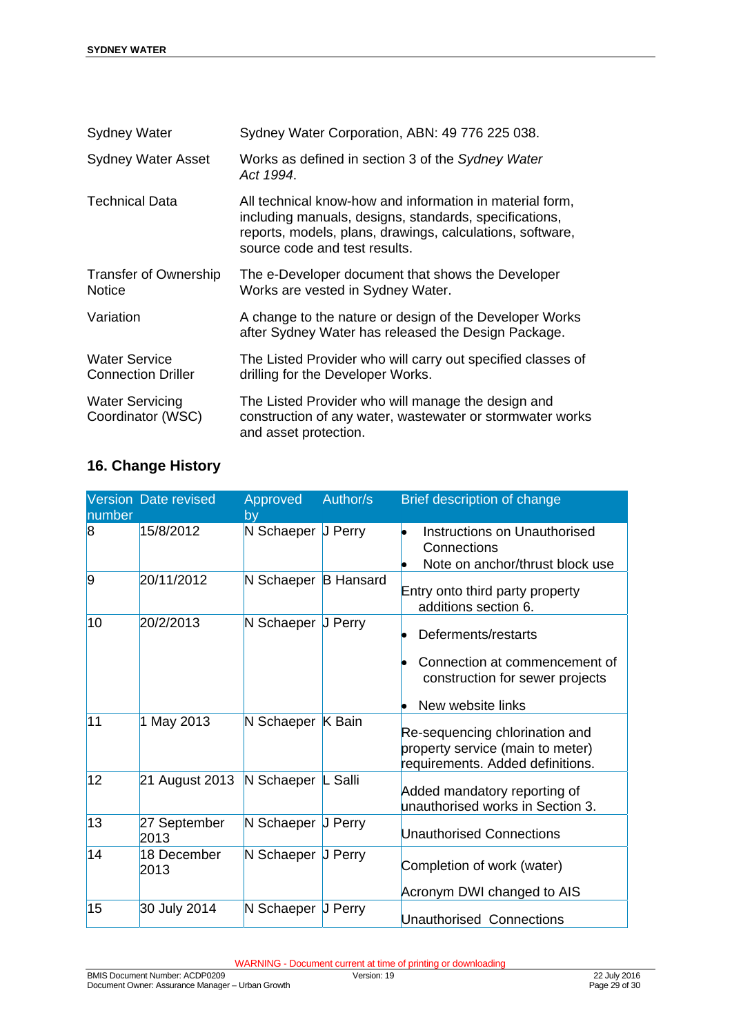| | |
|---|---|
| Sydney Water | Sydney Water Corporation, ABN: 49 776 225 038. |
| Sydney Water Asset | Works as defined in section 3 of the *Sydney Water Act 1994*. |
| Technical Data | All technical know-how and information in material form, including manuals, designs, standards, specifications, reports, models, plans, drawings, calculations, software, source code and test results. |
| Transfer of Ownership Notice | The e-Developer document that shows the Developer Works are vested in Sydney Water. |
| Variation | A change to the nature or design of the Developer Works after Sydney Water has released the Design Package. |
| Water Service Connection Driller | The Listed Provider who will carry out specified classes of drilling for the Developer Works. |
| Water Servicing Coordinator (WSC) | The Listed Provider who will manage the design and construction of any water, wastewater or stormwater works and asset protection. |

## 16. Change History

| Version number | Date revised | Approved by | Author/s | Brief description of change |
|---|---|---|---|---|
| 8 | 15/8/2012 | N Schaeper | J Perry | • Instructions on Unauthorised Connections<br>• Note on anchor/thrust block use |
| 9 | 20/11/2012 | N Schaeper | B Hansard | Entry onto third party property additions section 6. |
| 10 | 20/2/2013 | N Schaeper | J Perry | • Deferments/restarts<br>• Connection at commencement of construction for sewer projects<br>• New website links |
| 11 | 1 May 2013 | N Schaeper | K Bain | Re-sequencing chlorination and property service (main to meter) requirements. Added definitions. |
| 12 | 21 August 2013 | N Schaeper | L Salli | Added mandatory reporting of unauthorised works in Section 3. |
| 13 | 27 September 2013 | N Schaeper | J Perry | Unauthorised Connections |
| 14 | 18 December 2013 | N Schaeper | J Perry | Completion of work (water)<br>Acronym DWI changed to AIS |
| 15 | 30 July 2014 | N Schaeper | J Perry | Unauthorised Connections |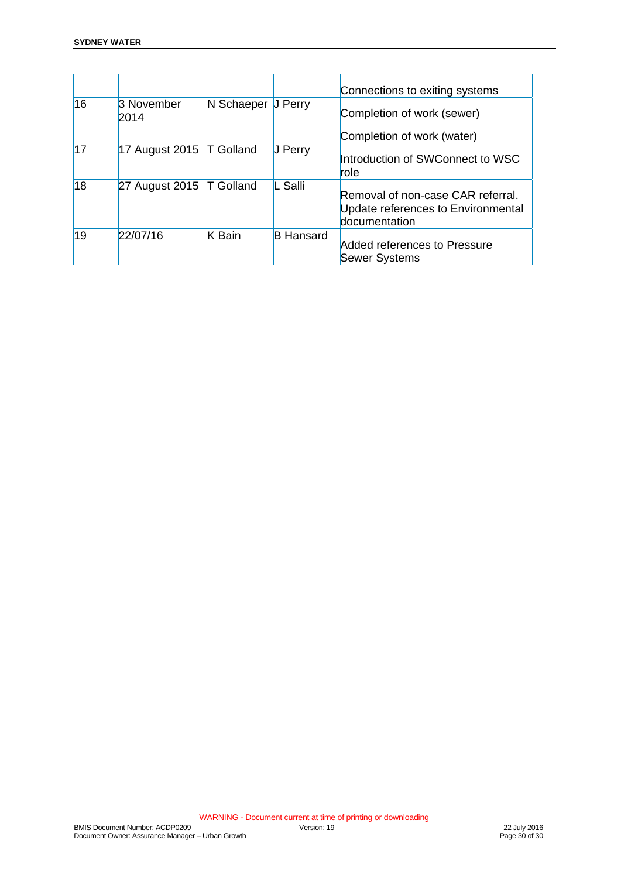| | | | | |
|---|---|---|---|---|
| | | | | Connections to exiting systems |
| 16 | 3 November 2014 | N Schaeper | J Perry | Completion of work (sewer)<br><br>Completion of work (water) |
| 17 | 17 August 2015 | T Golland | J Perry | Introduction of SWConnect to WSC role |
| 18 | 27 August 2015 | T Golland | L Salli | Removal of non-case CAR referral. Update references to Environmental documentation |
| 19 | 22/07/16 | K Bain | B Hansard | Added references to Pressure Sewer Systems |